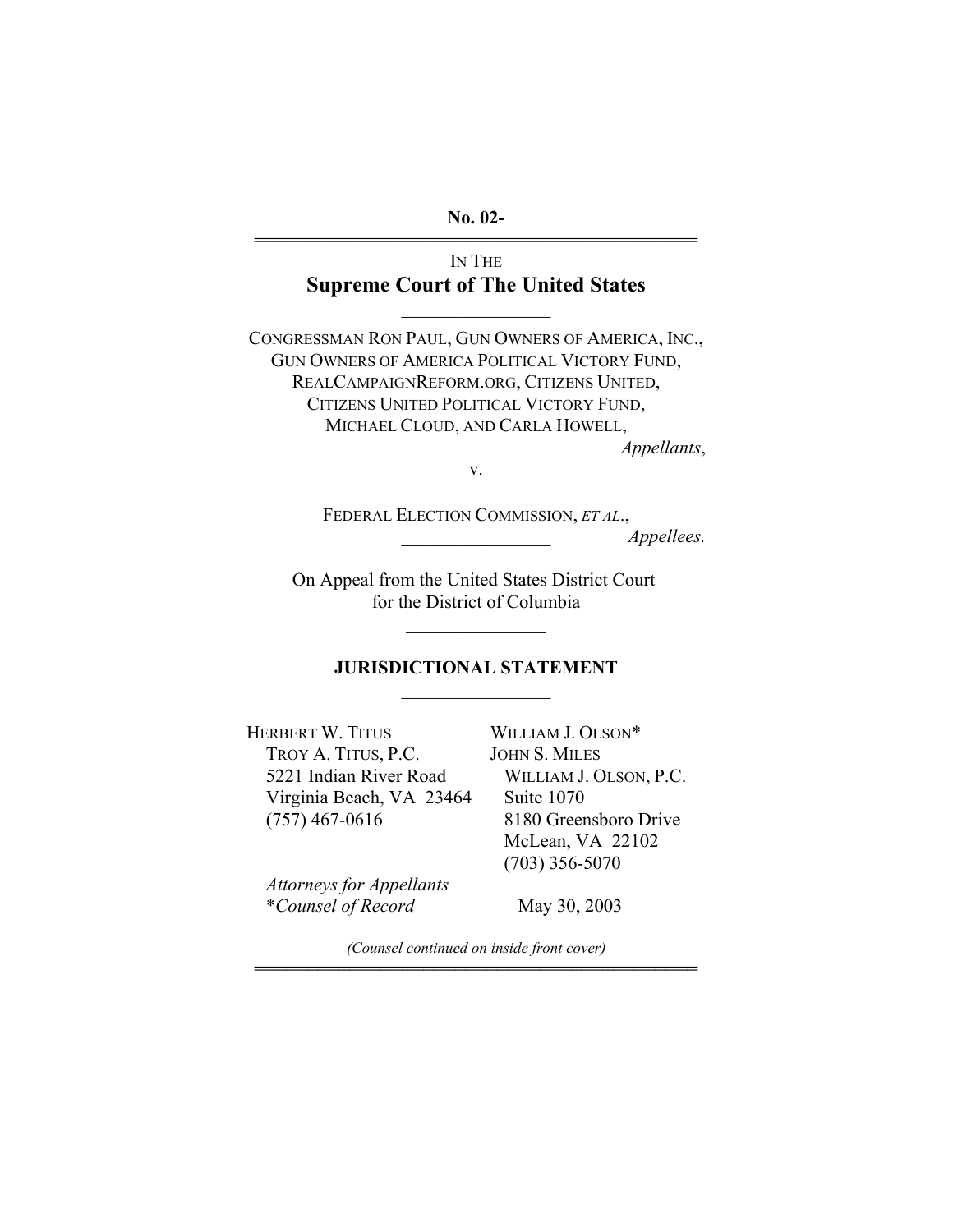**No. 02-**

---

IN THE

# Supreme Court of The United States

---

CONGRESSMAN RON PAUL, GUN OWNERS OF AMERICA, INC., GUN OWNERS OF AMERICA POLITICAL VICTORY FUND, REALCAMPAIGNREFORM.ORG, CITIZENS UNITED, CITIZENS UNITED POLITICAL VICTORY FUND, MICHAEL CLOUD, AND CARLA HOWELL,

*Appellants*,

v.

FEDERAL ELECTION COMMISSION, *ET AL*.,

*Appellees.*

---

On Appeal from the United States District Court for the District of Columbia

---

## JURISDICTIONAL STATEMENT

---

HERBERT W. TITUS
TROY A. TITUS, P.C.
5221 Indian River Road
Virginia Beach, VA 23464
(757) 467-0616

WILLIAM J. OLSON*
JOHN S. MILES
WILLIAM J. OLSON, P.C.
Suite 1070
8180 Greensboro Drive
McLean, VA 22102
(703) 356-5070

*Attorneys for Appellants*
**Counsel of Record*

May 30, 2003

*(Counsel continued on inside front cover)*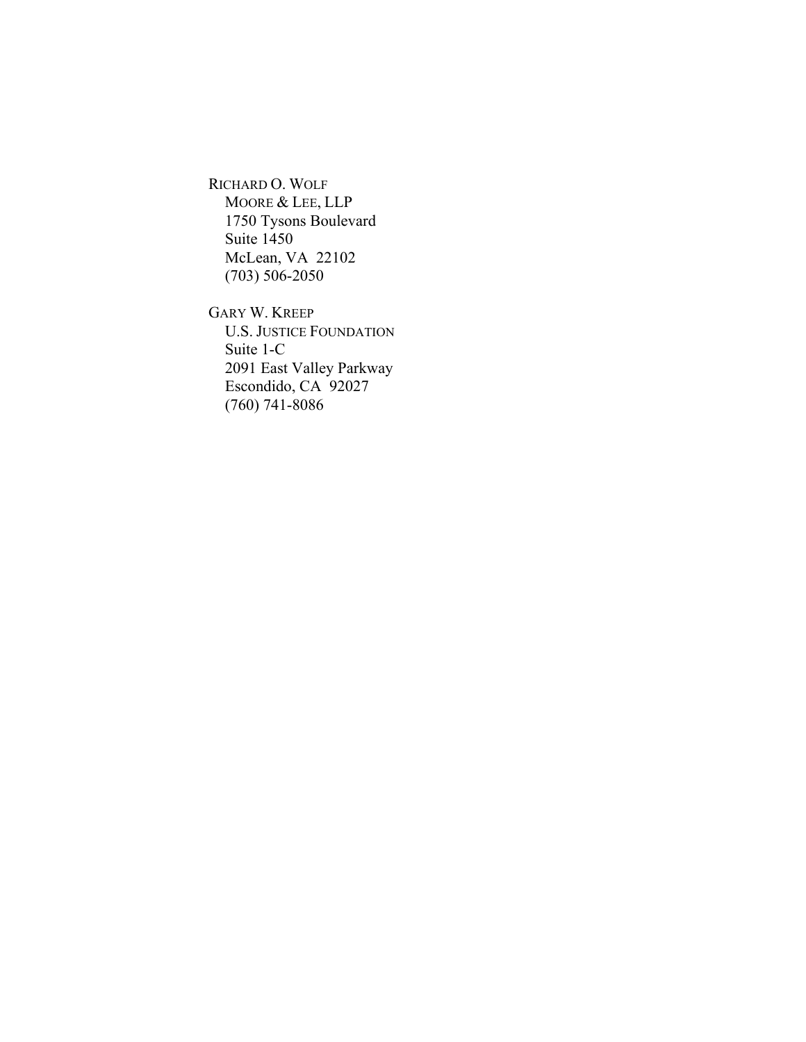RICHARD O. WOLF  
MOORE & LEE, LLP  
1750 Tysons Boulevard  
Suite 1450  
McLean, VA 22102  
(703) 506-2050

GARY W. KREEP  
U.S. JUSTICE FOUNDATION  
Suite 1-C  
2091 East Valley Parkway  
Escondido, CA 92027  
(760) 741-8086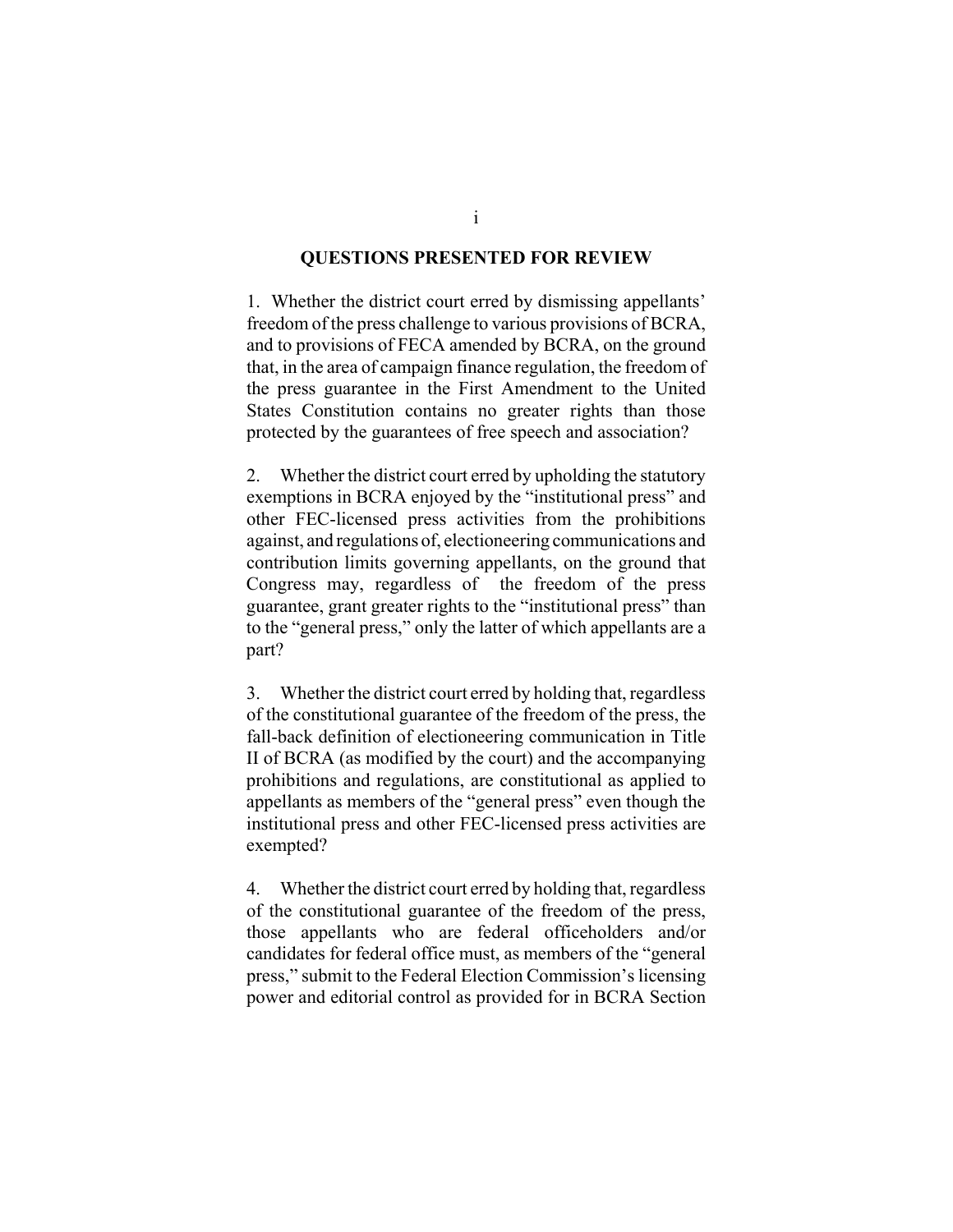## QUESTIONS PRESENTED FOR REVIEW

1. Whether the district court erred by dismissing appellants' freedom of the press challenge to various provisions of BCRA, and to provisions of FECA amended by BCRA, on the ground that, in the area of campaign finance regulation, the freedom of the press guarantee in the First Amendment to the United States Constitution contains no greater rights than those protected by the guarantees of free speech and association?

2. Whether the district court erred by upholding the statutory exemptions in BCRA enjoyed by the "institutional press" and other FEC-licensed press activities from the prohibitions against, and regulations of, electioneering communications and contribution limits governing appellants, on the ground that Congress may, regardless of the freedom of the press guarantee, grant greater rights to the "institutional press" than to the "general press," only the latter of which appellants are a part?

3. Whether the district court erred by holding that, regardless of the constitutional guarantee of the freedom of the press, the fall-back definition of electioneering communication in Title II of BCRA (as modified by the court) and the accompanying prohibitions and regulations, are constitutional as applied to appellants as members of the "general press" even though the institutional press and other FEC-licensed press activities are exempted?

4. Whether the district court erred by holding that, regardless of the constitutional guarantee of the freedom of the press, those appellants who are federal officeholders and/or candidates for federal office must, as members of the "general press," submit to the Federal Election Commission's licensing power and editorial control as provided for in BCRA Section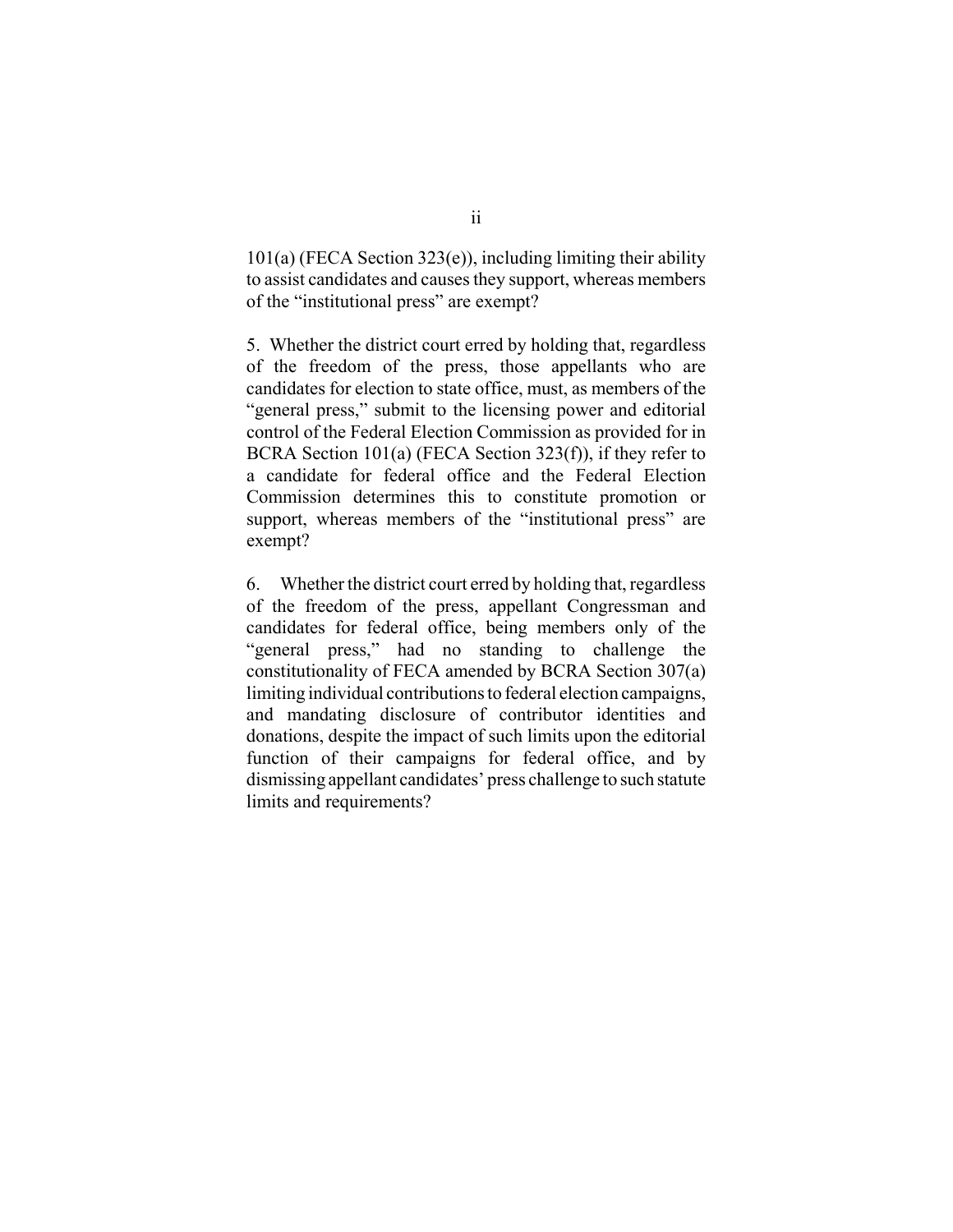101(a) (FECA Section 323(e)), including limiting their ability to assist candidates and causes they support, whereas members of the "institutional press" are exempt?

5. Whether the district court erred by holding that, regardless of the freedom of the press, those appellants who are candidates for election to state office, must, as members of the "general press," submit to the licensing power and editorial control of the Federal Election Commission as provided for in BCRA Section 101(a) (FECA Section 323(f)), if they refer to a candidate for federal office and the Federal Election Commission determines this to constitute promotion or support, whereas members of the "institutional press" are exempt?

6. Whether the district court erred by holding that, regardless of the freedom of the press, appellant Congressman and candidates for federal office, being members only of the "general press," had no standing to challenge the constitutionality of FECA amended by BCRA Section 307(a) limiting individual contributions to federal election campaigns, and mandating disclosure of contributor identities and donations, despite the impact of such limits upon the editorial function of their campaigns for federal office, and by dismissing appellant candidates' press challenge to such statute limits and requirements?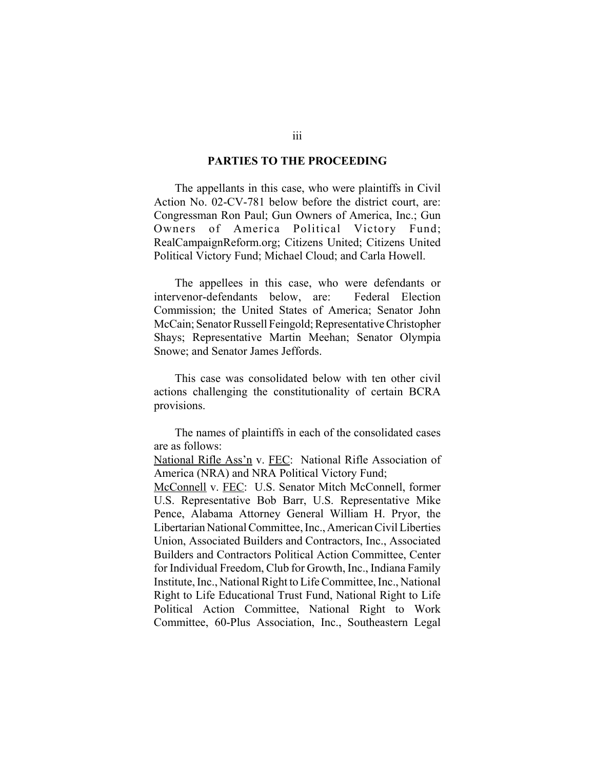## PARTIES TO THE PROCEEDING

The appellants in this case, who were plaintiffs in Civil Action No. 02-CV-781 below before the district court, are: Congressman Ron Paul; Gun Owners of America, Inc.; Gun Owners of America Political Victory Fund; RealCampaignReform.org; Citizens United; Citizens United Political Victory Fund; Michael Cloud; and Carla Howell.

The appellees in this case, who were defendants or intervenor-defendants below, are: Federal Election Commission; the United States of America; Senator John McCain; Senator Russell Feingold; Representative Christopher Shays; Representative Martin Meehan; Senator Olympia Snowe; and Senator James Jeffords.

This case was consolidated below with ten other civil actions challenging the constitutionality of certain BCRA provisions.

The names of plaintiffs in each of the consolidated cases are as follows:

National Rifle Ass'n v. FEC: National Rifle Association of America (NRA) and NRA Political Victory Fund;

McConnell v. FEC: U.S. Senator Mitch McConnell, former U.S. Representative Bob Barr, U.S. Representative Mike Pence, Alabama Attorney General William H. Pryor, the Libertarian National Committee, Inc., American Civil Liberties Union, Associated Builders and Contractors, Inc., Associated Builders and Contractors Political Action Committee, Center for Individual Freedom, Club for Growth, Inc., Indiana Family Institute, Inc., National Right to Life Committee, Inc., National Right to Life Educational Trust Fund, National Right to Life Political Action Committee, National Right to Work Committee, 60-Plus Association, Inc., Southeastern Legal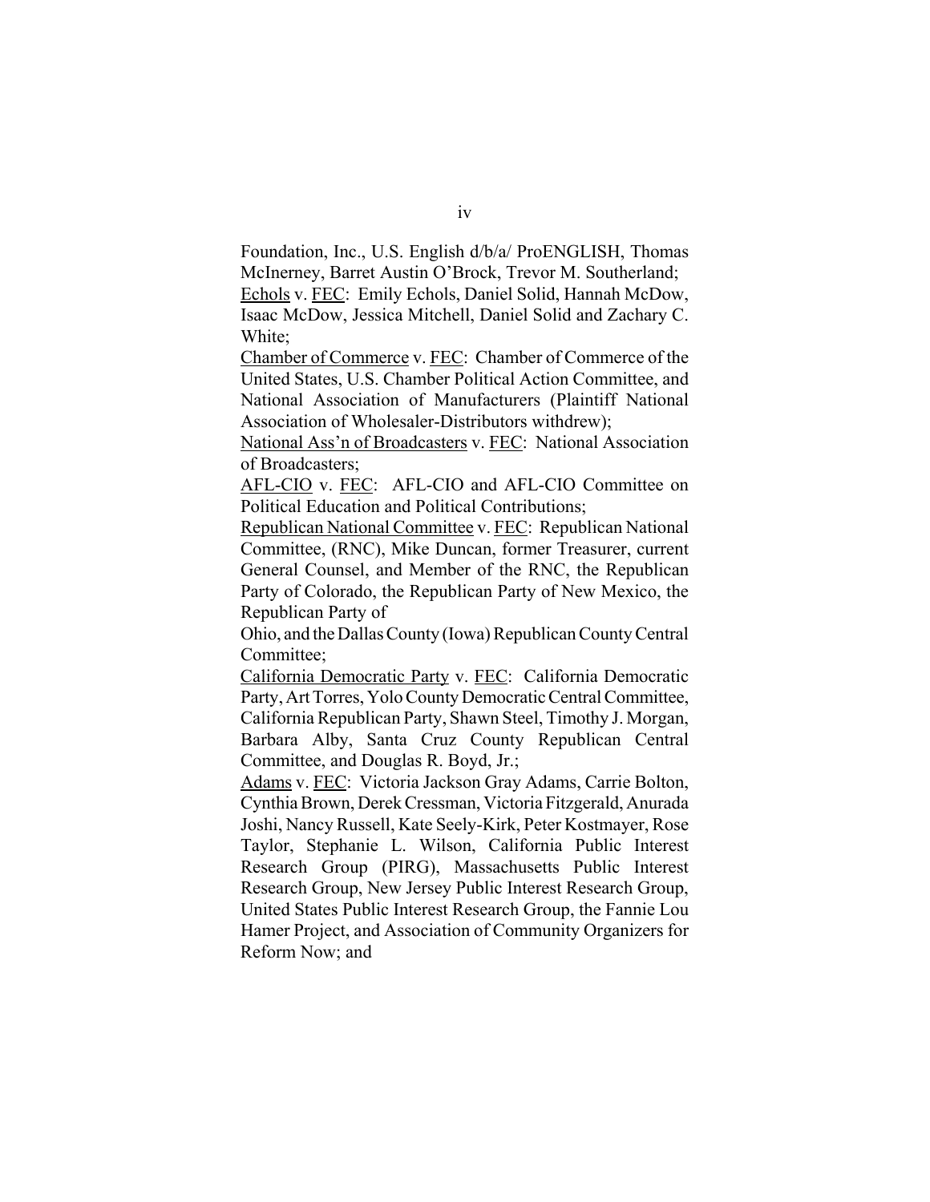Foundation, Inc., U.S. English d/b/a/ ProENGLISH, Thomas McInerney, Barret Austin O'Brock, Trevor M. Southerland;

Echols v. FEC: Emily Echols, Daniel Solid, Hannah McDow, Isaac McDow, Jessica Mitchell, Daniel Solid and Zachary C. White;

Chamber of Commerce v. FEC: Chamber of Commerce of the United States, U.S. Chamber Political Action Committee, and National Association of Manufacturers (Plaintiff National Association of Wholesaler-Distributors withdrew);

National Ass'n of Broadcasters v. FEC: National Association of Broadcasters;

AFL-CIO v. FEC: AFL-CIO and AFL-CIO Committee on Political Education and Political Contributions;

Republican National Committee v. FEC: Republican National Committee, (RNC), Mike Duncan, former Treasurer, current General Counsel, and Member of the RNC, the Republican Party of Colorado, the Republican Party of New Mexico, the Republican Party of Ohio, and the Dallas County (Iowa) Republican County Central Committee;

California Democratic Party v. FEC: California Democratic Party, Art Torres, Yolo County Democratic Central Committee, California Republican Party, Shawn Steel, Timothy J. Morgan, Barbara Alby, Santa Cruz County Republican Central Committee, and Douglas R. Boyd, Jr.;

Adams v. FEC: Victoria Jackson Gray Adams, Carrie Bolton, Cynthia Brown, Derek Cressman, Victoria Fitzgerald, Anurada Joshi, Nancy Russell, Kate Seely-Kirk, Peter Kostmayer, Rose Taylor, Stephanie L. Wilson, California Public Interest Research Group (PIRG), Massachusetts Public Interest Research Group, New Jersey Public Interest Research Group, United States Public Interest Research Group, the Fannie Lou Hamer Project, and Association of Community Organizers for Reform Now; and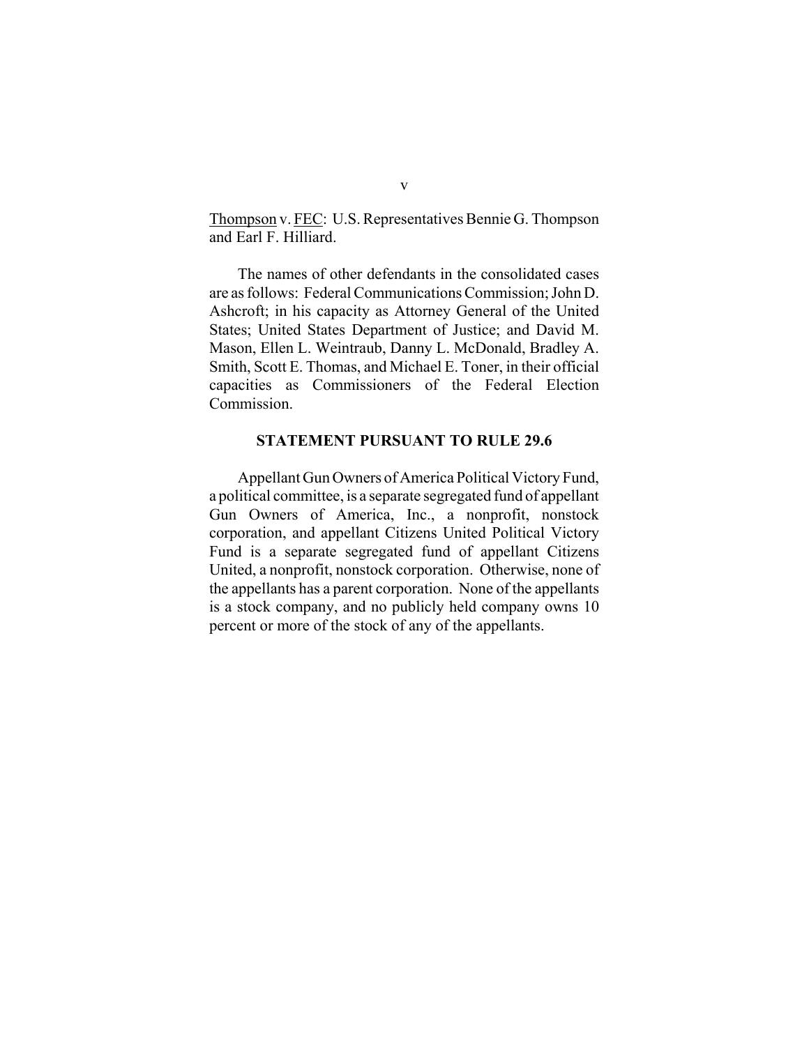Thompson v. FEC: U.S. Representatives Bennie G. Thompson and Earl F. Hilliard.

The names of other defendants in the consolidated cases are as follows: Federal Communications Commission; John D. Ashcroft; in his capacity as Attorney General of the United States; United States Department of Justice; and David M. Mason, Ellen L. Weintraub, Danny L. McDonald, Bradley A. Smith, Scott E. Thomas, and Michael E. Toner, in their official capacities as Commissioners of the Federal Election Commission.

## STATEMENT PURSUANT TO RULE 29.6

Appellant Gun Owners of America Political Victory Fund, a political committee, is a separate segregated fund of appellant Gun Owners of America, Inc., a nonprofit, nonstock corporation, and appellant Citizens United Political Victory Fund is a separate segregated fund of appellant Citizens United, a nonprofit, nonstock corporation. Otherwise, none of the appellants has a parent corporation. None of the appellants is a stock company, and no publicly held company owns 10 percent or more of the stock of any of the appellants.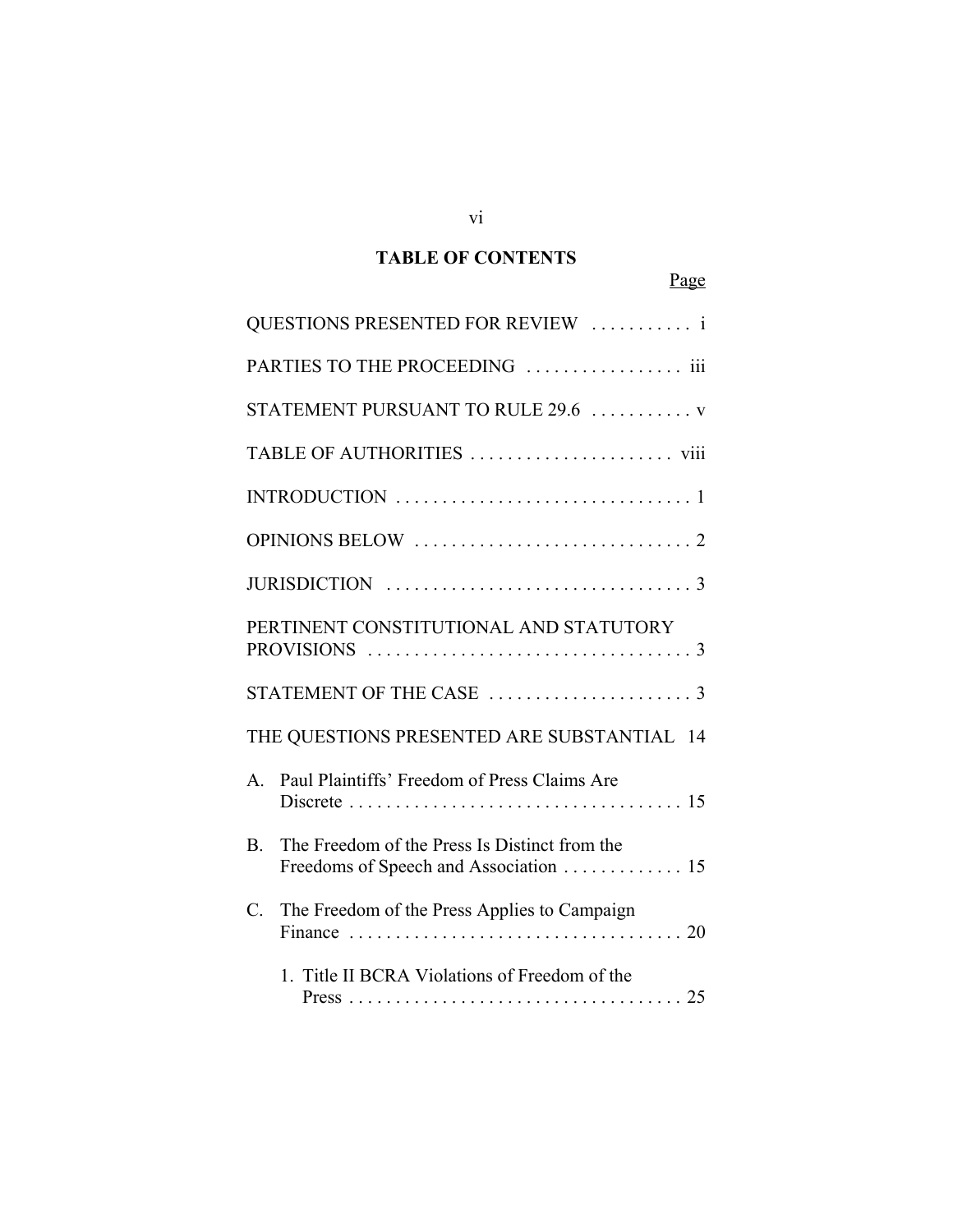# TABLE OF CONTENTS

Page

QUESTIONS PRESENTED FOR REVIEW . . . . . . . . . . . i

PARTIES TO THE PROCEEDING . . . . . . . . . . . . . . . . iii

STATEMENT PURSUANT TO RULE 29.6 . . . . . . . . . . . v

TABLE OF AUTHORITIES . . . . . . . . . . . . . . . . . . . . . . viii

INTRODUCTION . . . . . . . . . . . . . . . . . . . . . . . . . . . . . . . 1

OPINIONS BELOW . . . . . . . . . . . . . . . . . . . . . . . . . . . . . 2

JURISDICTION . . . . . . . . . . . . . . . . . . . . . . . . . . . . . . . . 3

PERTINENT CONSTITUTIONAL AND STATUTORY PROVISIONS . . . . . . . . . . . . . . . . . . . . . . . . . . . . . . . . . . 3

STATEMENT OF THE CASE . . . . . . . . . . . . . . . . . . . . . . 3

THE QUESTIONS PRESENTED ARE SUBSTANTIAL 14

A. Paul Plaintiffs' Freedom of Press Claims Are Discrete . . . . . . . . . . . . . . . . . . . . . . . . . . . . . . . . . . . . 15

B. The Freedom of the Press Is Distinct from the Freedoms of Speech and Association . . . . . . . . . . . . . 15

C. The Freedom of the Press Applies to Campaign Finance . . . . . . . . . . . . . . . . . . . . . . . . . . . . . . . . . . . . 20

   1. Title II BCRA Violations of Freedom of the Press . . . . . . . . . . . . . . . . . . . . . . . . . . . . . . . . . . . . 25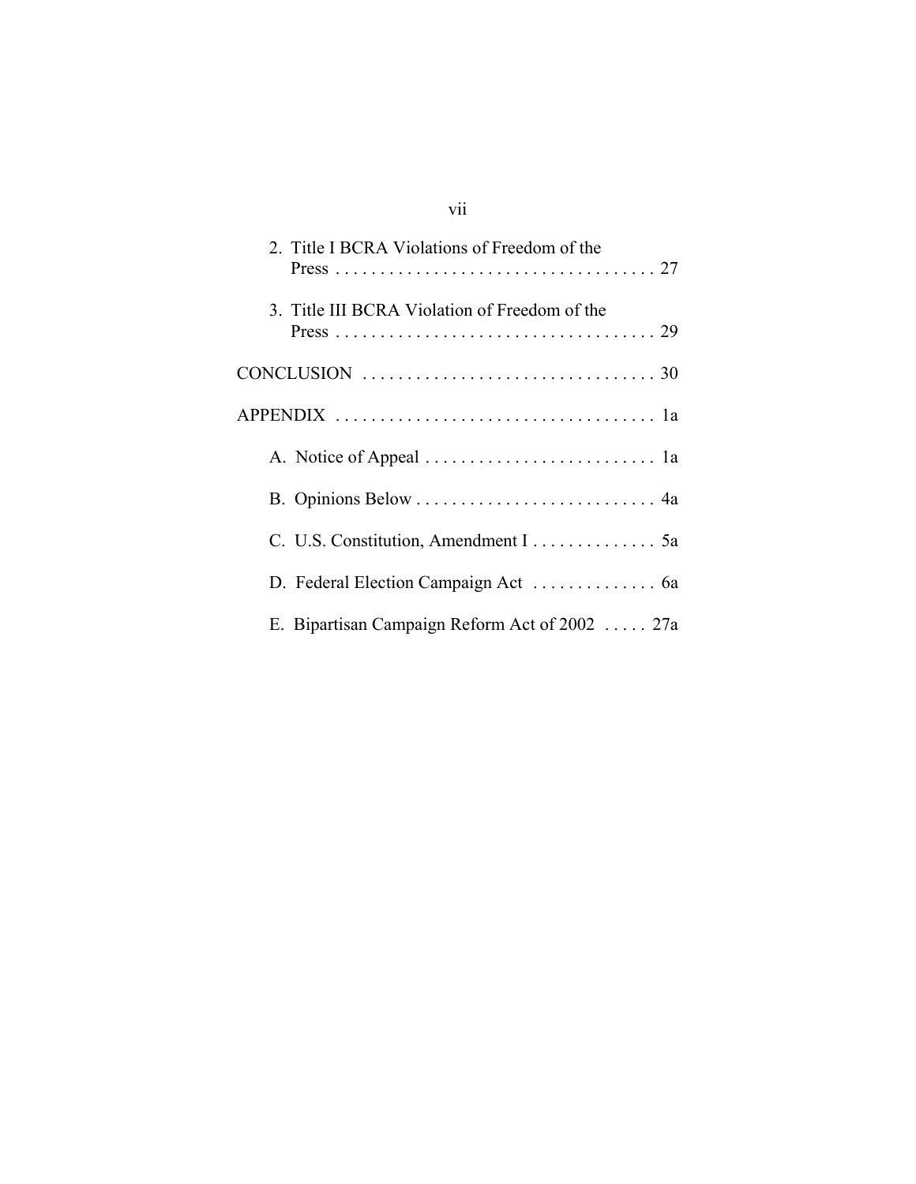2. Title I BCRA Violations of Freedom of the Press . . . . . . . . . . . . . . . . . . . . . . . . . . . . . . . . . . . . 27

3. Title III BCRA Violation of Freedom of the Press . . . . . . . . . . . . . . . . . . . . . . . . . . . . . . . . . . . . 29

CONCLUSION . . . . . . . . . . . . . . . . . . . . . . . . . . . . . . . . . 30

APPENDIX . . . . . . . . . . . . . . . . . . . . . . . . . . . . . . . . . . . . 1a

A. Notice of Appeal . . . . . . . . . . . . . . . . . . . . . . . . . . 1a

B. Opinions Below . . . . . . . . . . . . . . . . . . . . . . . . . . . 4a

C. U.S. Constitution, Amendment I . . . . . . . . . . . . . . 5a

D. Federal Election Campaign Act . . . . . . . . . . . . . . 6a

E. Bipartisan Campaign Reform Act of 2002 . . . . . 27a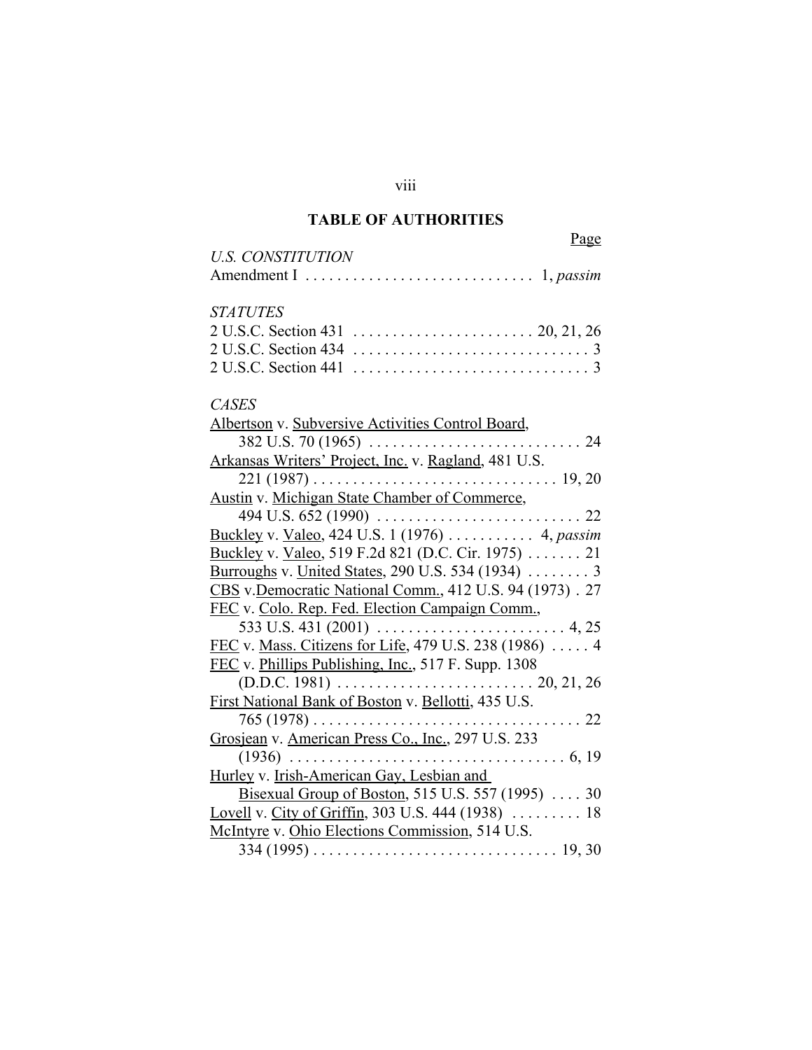## TABLE OF AUTHORITIES

Page

*U.S. CONSTITUTION*

Amendment I . . . . . . . . . . . . . . . . . . . . . . . . . . . . . 1, *passim*

*STATUTES*

2 U.S.C. Section 431 . . . . . . . . . . . . . . . . . . . . . . . 20, 21, 26
2 U.S.C. Section 434 . . . . . . . . . . . . . . . . . . . . . . . . . . . . . . 3
2 U.S.C. Section 441 . . . . . . . . . . . . . . . . . . . . . . . . . . . . . . 3

*CASES*

Albertson v. Subversive Activities Control Board, 382 U.S. 70 (1965) . . . . . . . . . . . . . . . . . . . . . . . . . . . 24
Arkansas Writers' Project, Inc. v. Ragland, 481 U.S. 221 (1987) . . . . . . . . . . . . . . . . . . . . . . . . . . . . . . . 19, 20
Austin v. Michigan State Chamber of Commerce, 494 U.S. 652 (1990) . . . . . . . . . . . . . . . . . . . . . . . . . . 22
Buckley v. Valeo, 424 U.S. 1 (1976) . . . . . . . . . . . 4, *passim*
Buckley v. Valeo, 519 F.2d 821 (D.C. Cir. 1975) . . . . . . . 21
Burroughs v. United States, 290 U.S. 534 (1934) . . . . . . . . 3
CBS v. Democratic National Comm., 412 U.S. 94 (1973) . 27
FEC v. Colo. Rep. Fed. Election Campaign Comm., 533 U.S. 431 (2001) . . . . . . . . . . . . . . . . . . . . . . . . 4, 25
FEC v. Mass. Citizens for Life, 479 U.S. 238 (1986) . . . . . 4
FEC v. Phillips Publishing, Inc., 517 F. Supp. 1308 (D.D.C. 1981) . . . . . . . . . . . . . . . . . . . . . . . . . 20, 21, 26
First National Bank of Boston v. Bellotti, 435 U.S. 765 (1978) . . . . . . . . . . . . . . . . . . . . . . . . . . . . . . . . . . 22
Grosjean v. American Press Co., Inc., 297 U.S. 233 (1936) . . . . . . . . . . . . . . . . . . . . . . . . . . . . . . . . . . . 6, 19
Hurley v. Irish-American Gay, Lesbian and Bisexual Group of Boston, 515 U.S. 557 (1995) . . . . 30
Lovell v. City of Griffin, 303 U.S. 444 (1938) . . . . . . . . . 18
McIntyre v. Ohio Elections Commission, 514 U.S. 334 (1995) . . . . . . . . . . . . . . . . . . . . . . . . . . . . . . . 19, 30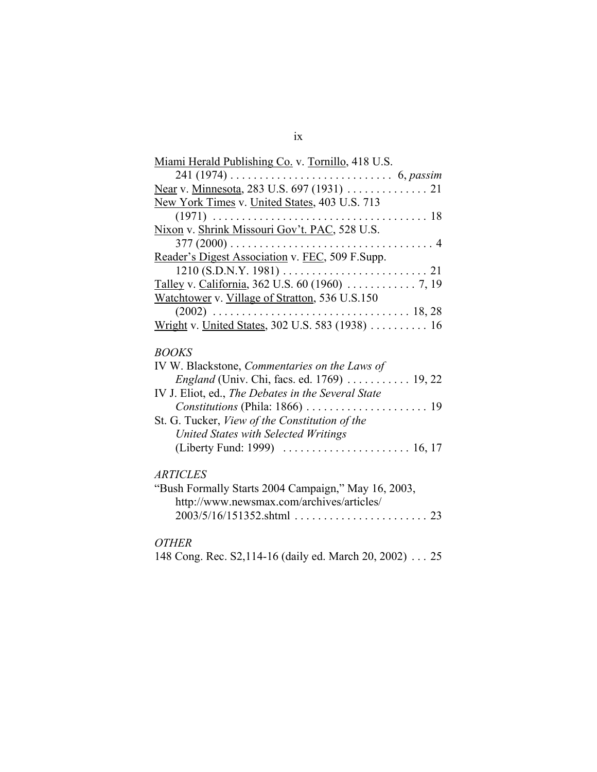Miami Herald Publishing Co. v. Tornillo, 418 U.S. 241 (1974) . . . . . . . . . . . . . . . . . . . . . . . . . . . . 6, *passim*

Near v. Minnesota, 283 U.S. 697 (1931) . . . . . . . . . . . . . . 21

New York Times v. United States, 403 U.S. 713 (1971) . . . . . . . . . . . . . . . . . . . . . . . . . . . . . . . . . . . . . 18

Nixon v. Shrink Missouri Gov't. PAC, 528 U.S. 377 (2000) . . . . . . . . . . . . . . . . . . . . . . . . . . . . . . . . . . . . 4

Reader's Digest Association v. FEC, 509 F.Supp. 1210 (S.D.N.Y. 1981) . . . . . . . . . . . . . . . . . . . . . . . . . . 21

Talley v. California, 362 U.S. 60 (1960) . . . . . . . . . . . . 7, 19

Watchtower v. Village of Stratton, 536 U.S.150 (2002) . . . . . . . . . . . . . . . . . . . . . . . . . . . . . . . . . . 18, 28

Wright v. United States, 302 U.S. 583 (1938) . . . . . . . . . . 16

*BOOKS*

IV W. Blackstone, *Commentaries on the Laws of England* (Univ. Chi, facs. ed. 1769) . . . . . . . . . . . 19, 22

IV J. Eliot, ed., *The Debates in the Several State Constitutions* (Phila: 1866) . . . . . . . . . . . . . . . . . . . . . 19

St. G. Tucker, *View of the Constitution of the United States with Selected Writings* (Liberty Fund: 1999) . . . . . . . . . . . . . . . . . . . . . . 16, 17

*ARTICLES*

"Bush Formally Starts 2004 Campaign," May 16, 2003, http://www.newsmax.com/archives/articles/2003/5/16/151352.shtml . . . . . . . . . . . . . . . . . . . . . . . 23

*OTHER*

148 Cong. Rec. S2,114-16 (daily ed. March 20, 2002) . . . 25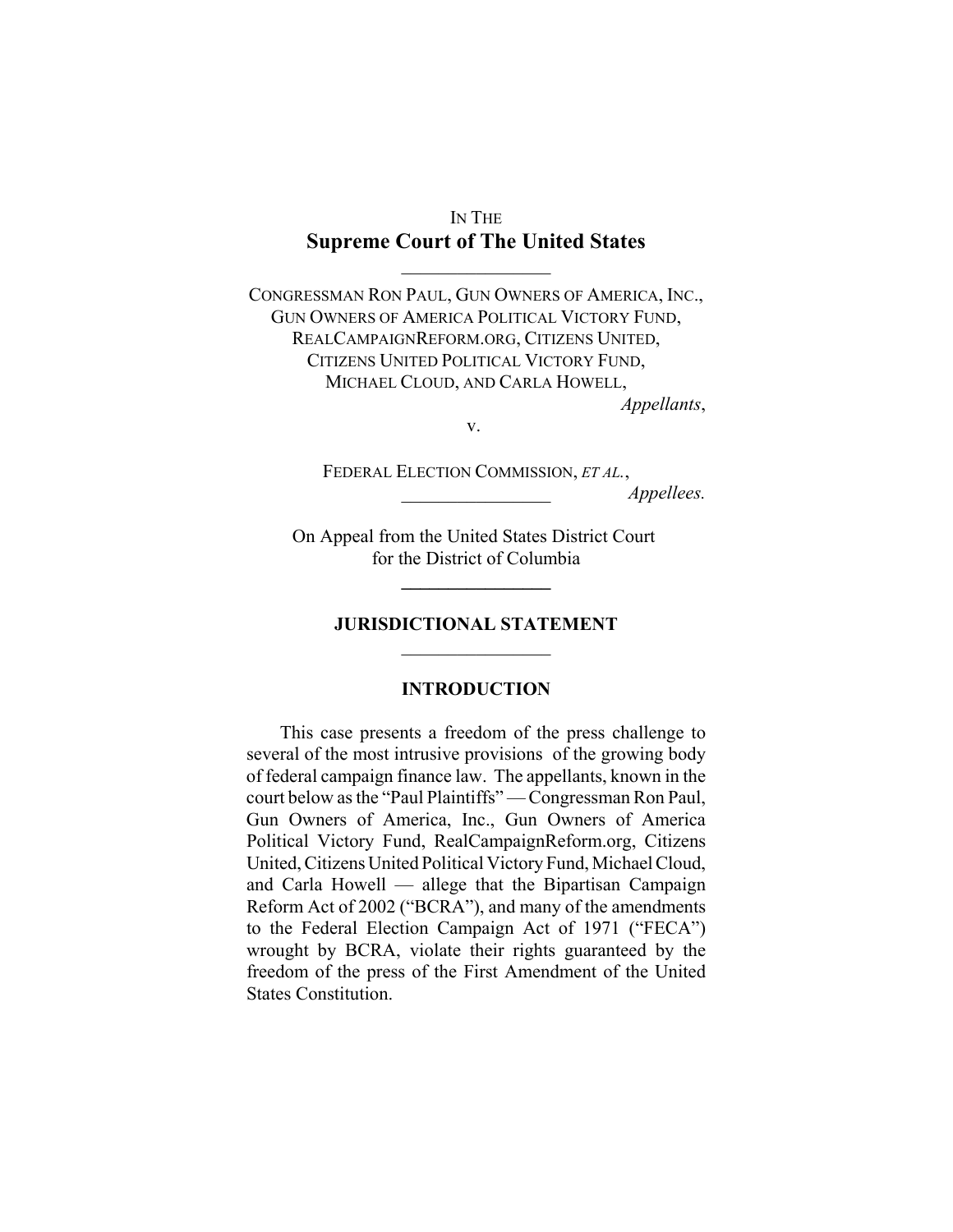IN THE
**Supreme Court of The United States**

---

CONGRESSMAN RON PAUL, GUN OWNERS OF AMERICA, INC., GUN OWNERS OF AMERICA POLITICAL VICTORY FUND, REALCAMPAIGNREFORM.ORG, CITIZENS UNITED, CITIZENS UNITED POLITICAL VICTORY FUND, MICHAEL CLOUD, AND CARLA HOWELL,

*Appellants*,

v.

FEDERAL ELECTION COMMISSION, *ET AL.*,

*Appellees.*

---

On Appeal from the United States District Court for the District of Columbia

---

**JURISDICTIONAL STATEMENT**

---

**INTRODUCTION**

This case presents a freedom of the press challenge to several of the most intrusive provisions of the growing body of federal campaign finance law. The appellants, known in the court below as the "Paul Plaintiffs" — Congressman Ron Paul, Gun Owners of America, Inc., Gun Owners of America Political Victory Fund, RealCampaignReform.org, Citizens United, Citizens United Political Victory Fund, Michael Cloud, and Carla Howell — allege that the Bipartisan Campaign Reform Act of 2002 ("BCRA"), and many of the amendments to the Federal Election Campaign Act of 1971 ("FECA") wrought by BCRA, violate their rights guaranteed by the freedom of the press of the First Amendment of the United States Constitution.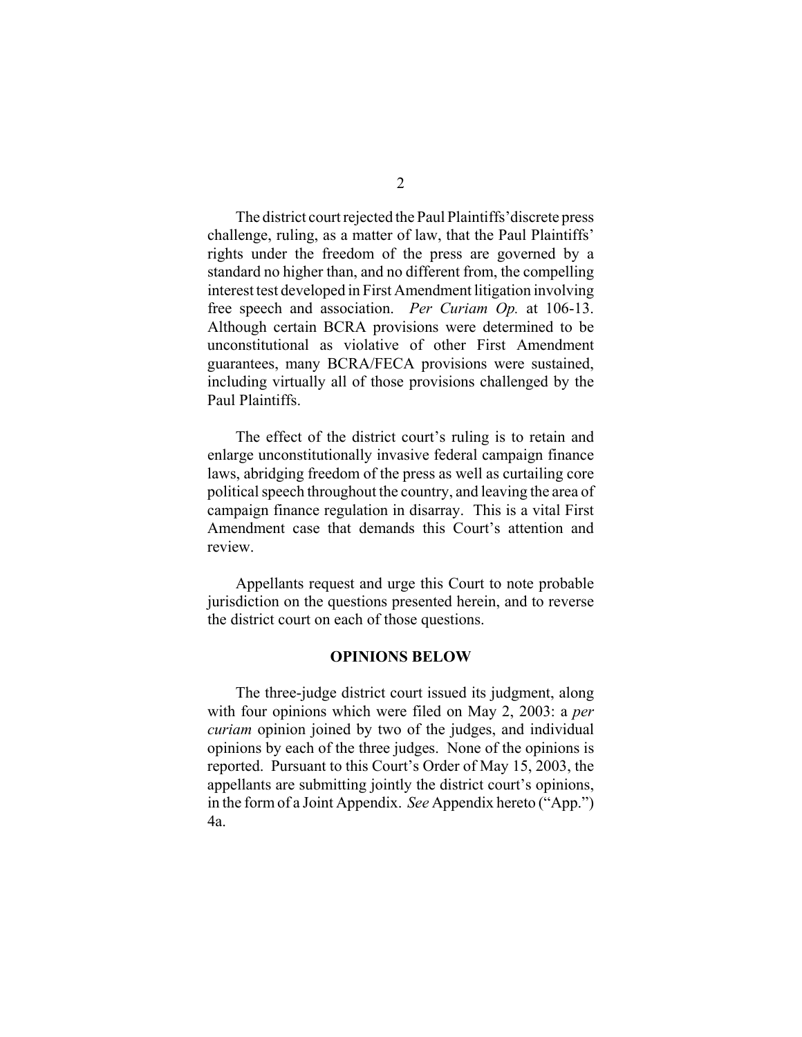The district court rejected the Paul Plaintiffs' discrete press challenge, ruling, as a matter of law, that the Paul Plaintiffs' rights under the freedom of the press are governed by a standard no higher than, and no different from, the compelling interest test developed in First Amendment litigation involving free speech and association. *Per Curiam Op.* at 106-13. Although certain BCRA provisions were determined to be unconstitutional as violative of other First Amendment guarantees, many BCRA/FECA provisions were sustained, including virtually all of those provisions challenged by the Paul Plaintiffs.

The effect of the district court's ruling is to retain and enlarge unconstitutionally invasive federal campaign finance laws, abridging freedom of the press as well as curtailing core political speech throughout the country, and leaving the area of campaign finance regulation in disarray. This is a vital First Amendment case that demands this Court's attention and review.

Appellants request and urge this Court to note probable jurisdiction on the questions presented herein, and to reverse the district court on each of those questions.

## OPINIONS BELOW

The three-judge district court issued its judgment, along with four opinions which were filed on May 2, 2003: a *per curiam* opinion joined by two of the judges, and individual opinions by each of the three judges. None of the opinions is reported. Pursuant to this Court's Order of May 15, 2003, the appellants are submitting jointly the district court's opinions, in the form of a Joint Appendix. *See* Appendix hereto ("App.") 4a.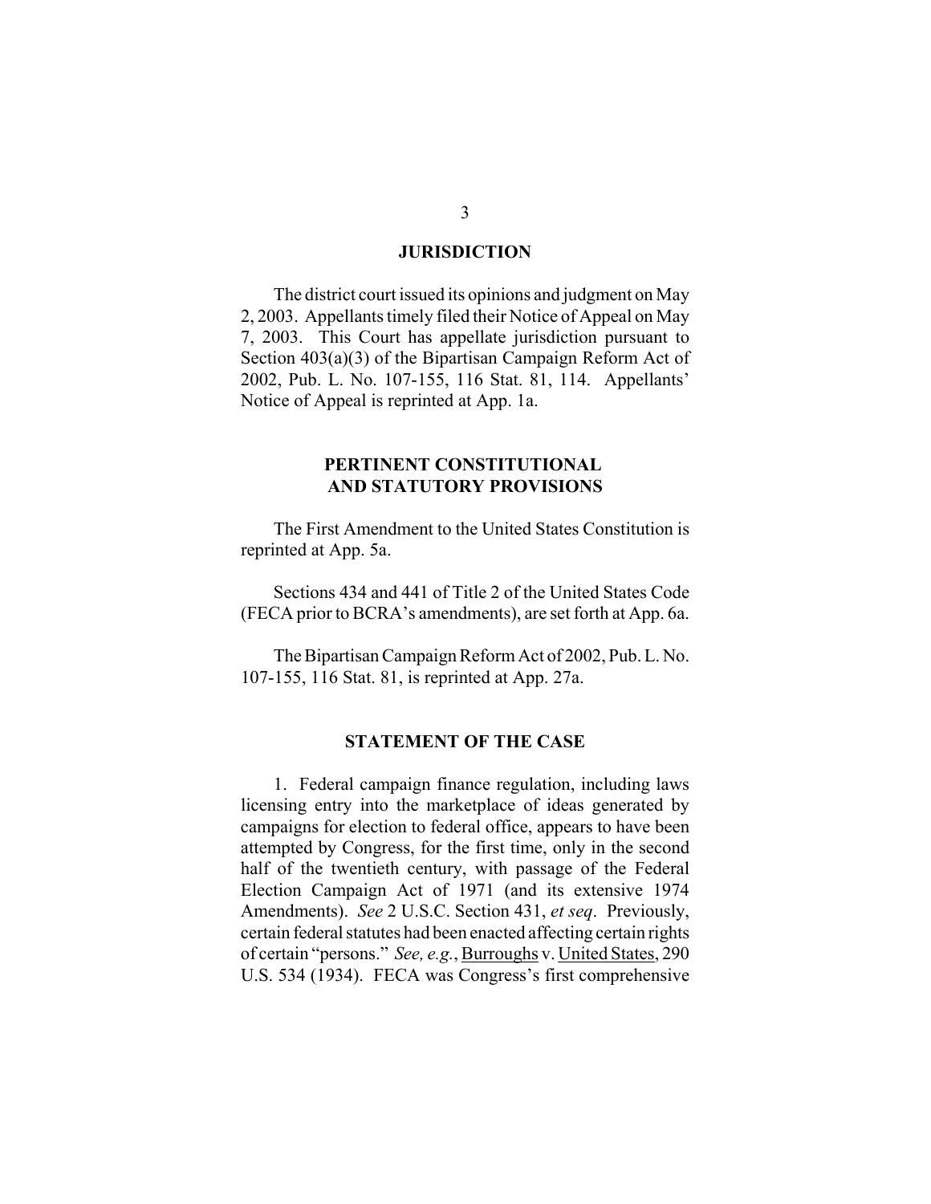## JURISDICTION

The district court issued its opinions and judgment on May 2, 2003. Appellants timely filed their Notice of Appeal on May 7, 2003. This Court has appellate jurisdiction pursuant to Section 403(a)(3) of the Bipartisan Campaign Reform Act of 2002, Pub. L. No. 107-155, 116 Stat. 81, 114. Appellants' Notice of Appeal is reprinted at App. 1a.

## PERTINENT CONSTITUTIONAL AND STATUTORY PROVISIONS

The First Amendment to the United States Constitution is reprinted at App. 5a.

Sections 434 and 441 of Title 2 of the United States Code (FECA prior to BCRA's amendments), are set forth at App. 6a.

The Bipartisan Campaign Reform Act of 2002, Pub. L. No. 107-155, 116 Stat. 81, is reprinted at App. 27a.

## STATEMENT OF THE CASE

1. Federal campaign finance regulation, including laws licensing entry into the marketplace of ideas generated by campaigns for election to federal office, appears to have been attempted by Congress, for the first time, only in the second half of the twentieth century, with passage of the Federal Election Campaign Act of 1971 (and its extensive 1974 Amendments). *See* 2 U.S.C. Section 431, *et seq*. Previously, certain federal statutes had been enacted affecting certain rights of certain "persons." *See, e.g.*, Burroughs v. United States, 290 U.S. 534 (1934). FECA was Congress's first comprehensive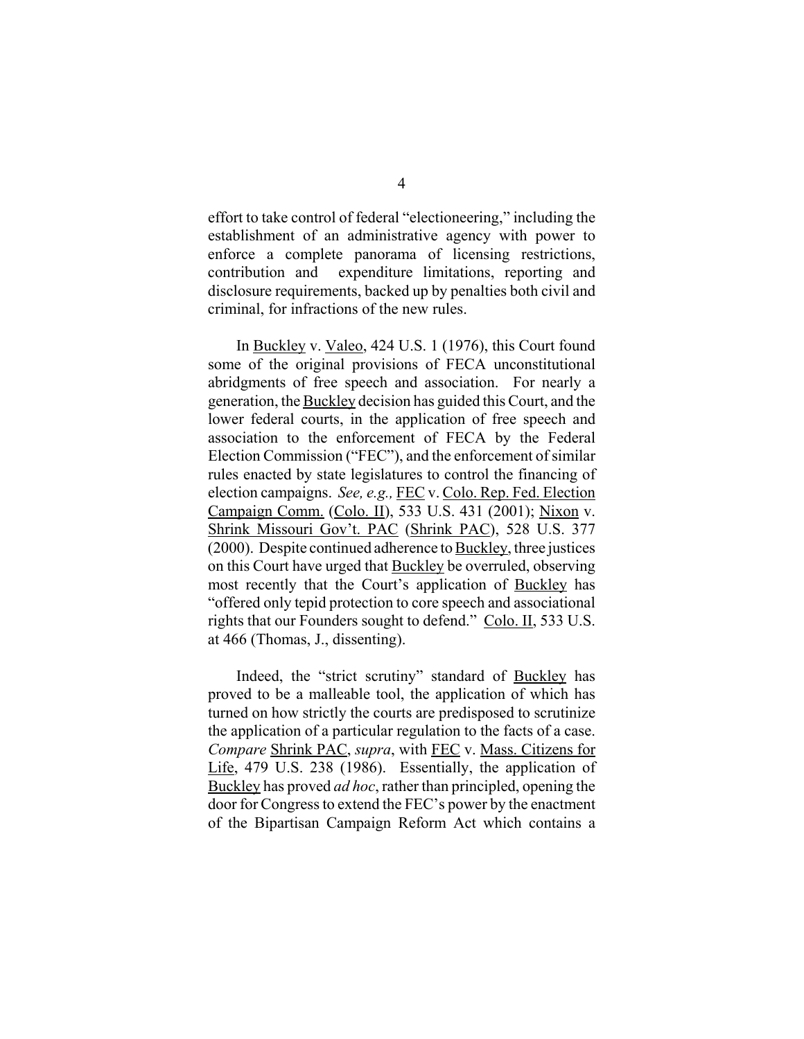effort to take control of federal "electioneering," including the establishment of an administrative agency with power to enforce a complete panorama of licensing restrictions, contribution and expenditure limitations, reporting and disclosure requirements, backed up by penalties both civil and criminal, for infractions of the new rules.

In Buckley v. Valeo, 424 U.S. 1 (1976), this Court found some of the original provisions of FECA unconstitutional abridgments of free speech and association. For nearly a generation, the Buckley decision has guided this Court, and the lower federal courts, in the application of free speech and association to the enforcement of FECA by the Federal Election Commission ("FEC"), and the enforcement of similar rules enacted by state legislatures to control the financing of election campaigns. *See, e.g.,* FEC v. Colo. Rep. Fed. Election Campaign Comm. (Colo. II), 533 U.S. 431 (2001); Nixon v. Shrink Missouri Gov't. PAC (Shrink PAC), 528 U.S. 377 (2000). Despite continued adherence to Buckley, three justices on this Court have urged that Buckley be overruled, observing most recently that the Court's application of Buckley has "offered only tepid protection to core speech and associational rights that our Founders sought to defend." Colo. II, 533 U.S. at 466 (Thomas, J., dissenting).

Indeed, the "strict scrutiny" standard of Buckley has proved to be a malleable tool, the application of which has turned on how strictly the courts are predisposed to scrutinize the application of a particular regulation to the facts of a case. *Compare* Shrink PAC, *supra*, with FEC v. Mass. Citizens for Life, 479 U.S. 238 (1986). Essentially, the application of Buckley has proved *ad hoc*, rather than principled, opening the door for Congress to extend the FEC's power by the enactment of the Bipartisan Campaign Reform Act which contains a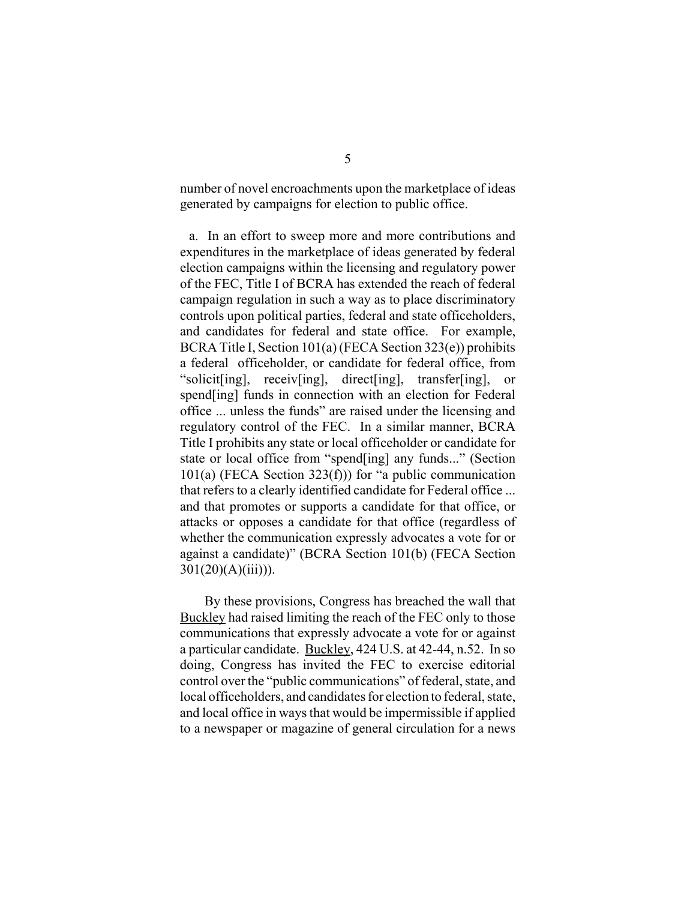number of novel encroachments upon the marketplace of ideas generated by campaigns for election to public office.

a. In an effort to sweep more and more contributions and expenditures in the marketplace of ideas generated by federal election campaigns within the licensing and regulatory power of the FEC, Title I of BCRA has extended the reach of federal campaign regulation in such a way as to place discriminatory controls upon political parties, federal and state officeholders, and candidates for federal and state office. For example, BCRA Title I, Section 101(a) (FECA Section 323(e)) prohibits a federal officeholder, or candidate for federal office, from "solicit[ing], receiv[ing], direct[ing], transfer[ing], or spend[ing] funds in connection with an election for Federal office ... unless the funds" are raised under the licensing and regulatory control of the FEC. In a similar manner, BCRA Title I prohibits any state or local officeholder or candidate for state or local office from "spend[ing] any funds..." (Section 101(a) (FECA Section 323(f))) for "a public communication that refers to a clearly identified candidate for Federal office ... and that promotes or supports a candidate for that office, or attacks or opposes a candidate for that office (regardless of whether the communication expressly advocates a vote for or against a candidate)" (BCRA Section 101(b) (FECA Section 301(20)(A)(iii))).

By these provisions, Congress has breached the wall that Buckley had raised limiting the reach of the FEC only to those communications that expressly advocate a vote for or against a particular candidate. Buckley, 424 U.S. at 42-44, n.52. In so doing, Congress has invited the FEC to exercise editorial control over the "public communications" of federal, state, and local officeholders, and candidates for election to federal, state, and local office in ways that would be impermissible if applied to a newspaper or magazine of general circulation for a news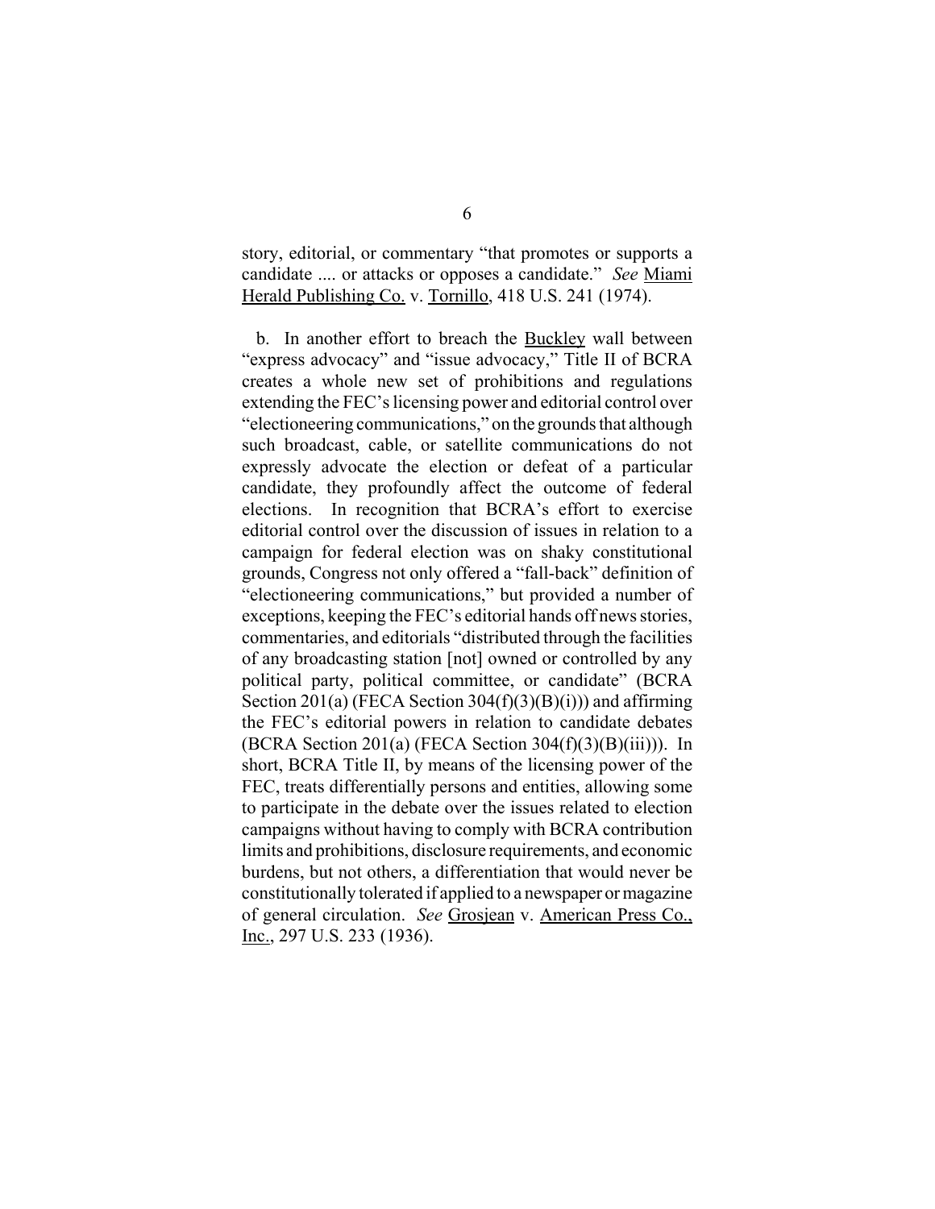story, editorial, or commentary "that promotes or supports a candidate .... or attacks or opposes a candidate." *See* Miami Herald Publishing Co. v. Tornillo, 418 U.S. 241 (1974).

b. In another effort to breach the Buckley wall between "express advocacy" and "issue advocacy," Title II of BCRA creates a whole new set of prohibitions and regulations extending the FEC's licensing power and editorial control over "electioneering communications," on the grounds that although such broadcast, cable, or satellite communications do not expressly advocate the election or defeat of a particular candidate, they profoundly affect the outcome of federal elections. In recognition that BCRA's effort to exercise editorial control over the discussion of issues in relation to a campaign for federal election was on shaky constitutional grounds, Congress not only offered a "fall-back" definition of "electioneering communications," but provided a number of exceptions, keeping the FEC's editorial hands off news stories, commentaries, and editorials "distributed through the facilities of any broadcasting station [not] owned or controlled by any political party, political committee, or candidate" (BCRA Section 201(a) (FECA Section 304(f)(3)(B)(i))) and affirming the FEC's editorial powers in relation to candidate debates (BCRA Section 201(a) (FECA Section 304(f)(3)(B)(iii))). In short, BCRA Title II, by means of the licensing power of the FEC, treats differentially persons and entities, allowing some to participate in the debate over the issues related to election campaigns without having to comply with BCRA contribution limits and prohibitions, disclosure requirements, and economic burdens, but not others, a differentiation that would never be constitutionally tolerated if applied to a newspaper or magazine of general circulation. *See* Grosjean v. American Press Co., Inc., 297 U.S. 233 (1936).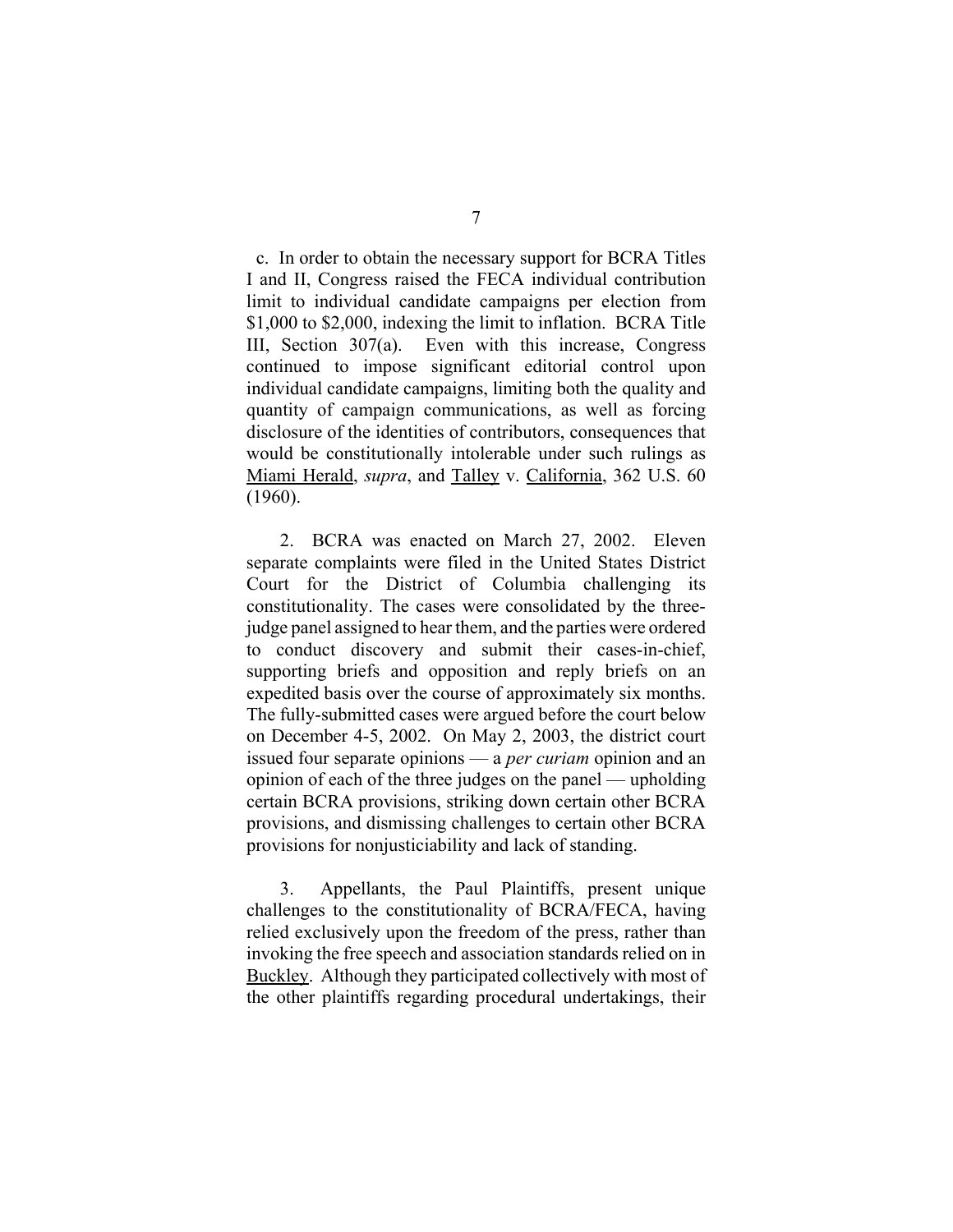c. In order to obtain the necessary support for BCRA Titles I and II, Congress raised the FECA individual contribution limit to individual candidate campaigns per election from $1,000 to $2,000, indexing the limit to inflation. BCRA Title III, Section 307(a). Even with this increase, Congress continued to impose significant editorial control upon individual candidate campaigns, limiting both the quality and quantity of campaign communications, as well as forcing disclosure of the identities of contributors, consequences that would be constitutionally intolerable under such rulings as Miami Herald, *supra*, and Talley v. California, 362 U.S. 60 (1960).

2. BCRA was enacted on March 27, 2002. Eleven separate complaints were filed in the United States District Court for the District of Columbia challenging its constitutionality. The cases were consolidated by the three-judge panel assigned to hear them, and the parties were ordered to conduct discovery and submit their cases-in-chief, supporting briefs and opposition and reply briefs on an expedited basis over the course of approximately six months. The fully-submitted cases were argued before the court below on December 4-5, 2002. On May 2, 2003, the district court issued four separate opinions — a *per curiam* opinion and an opinion of each of the three judges on the panel — upholding certain BCRA provisions, striking down certain other BCRA provisions, and dismissing challenges to certain other BCRA provisions for nonjusticiability and lack of standing.

3. Appellants, the Paul Plaintiffs, present unique challenges to the constitutionality of BCRA/FECA, having relied exclusively upon the freedom of the press, rather than invoking the free speech and association standards relied on in Buckley. Although they participated collectively with most of the other plaintiffs regarding procedural undertakings, their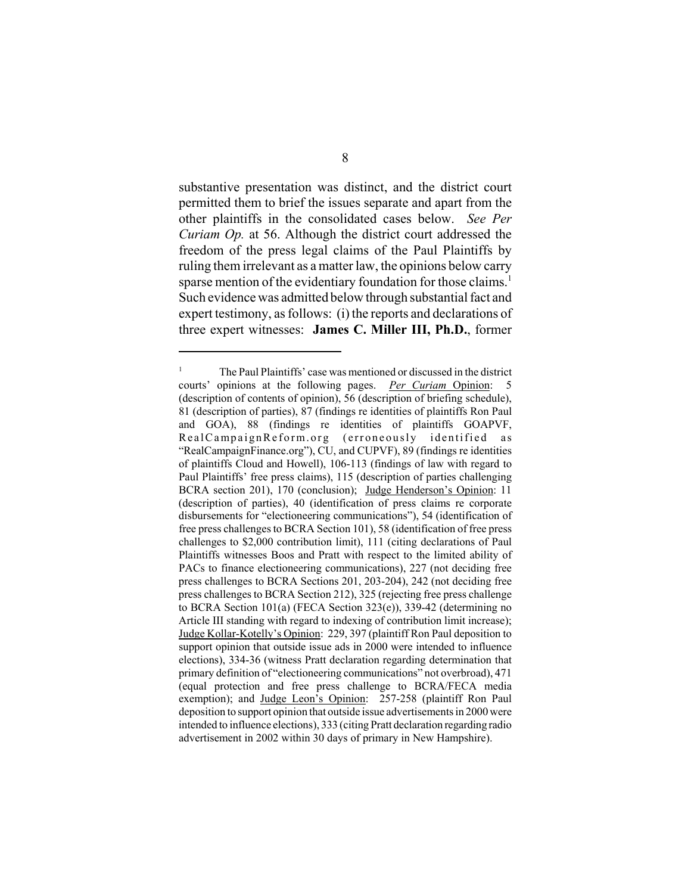substantive presentation was distinct, and the district court permitted them to brief the issues separate and apart from the other plaintiffs in the consolidated cases below. *See Per Curiam Op.* at 56. Although the district court addressed the freedom of the press legal claims of the Paul Plaintiffs by ruling them irrelevant as a matter law, the opinions below carry sparse mention of the evidentiary foundation for those claims.[1] Such evidence was admitted below through substantial fact and expert testimony, as follows: (i) the reports and declarations of three expert witnesses: **James C. Miller III, Ph.D.**, former

---

[1] The Paul Plaintiffs' case was mentioned or discussed in the district courts' opinions at the following pages. *Per Curiam* Opinion: 5 (description of contents of opinion), 56 (description of briefing schedule), 81 (description of parties), 87 (findings re identities of plaintiffs Ron Paul and GOA), 88 (findings re identities of plaintiffs GOAPVF, RealCampaignReform.org (erroneously identified as "RealCampaignFinance.org"), CU, and CUPVF), 89 (findings re identities of plaintiffs Cloud and Howell), 106-113 (findings of law with regard to Paul Plaintiffs' free press claims), 115 (description of parties challenging BCRA section 201), 170 (conclusion); Judge Henderson's Opinion: 11 (description of parties), 40 (identification of press claims re corporate disbursements for "electioneering communications"), 54 (identification of free press challenges to BCRA Section 101), 58 (identification of free press challenges to $2,000 contribution limit), 111 (citing declarations of Paul Plaintiffs witnesses Boos and Pratt with respect to the limited ability of PACs to finance electioneering communications), 227 (not deciding free press challenges to BCRA Sections 201, 203-204), 242 (not deciding free press challenges to BCRA Section 212), 325 (rejecting free press challenge to BCRA Section 101(a) (FECA Section 323(e)), 339-42 (determining no Article III standing with regard to indexing of contribution limit increase); Judge Kollar-Kotelly's Opinion: 229, 397 (plaintiff Ron Paul deposition to support opinion that outside issue ads in 2000 were intended to influence elections), 334-36 (witness Pratt declaration regarding determination that primary definition of "electioneering communications" not overbroad), 471 (equal protection and free press challenge to BCRA/FECA media exemption); and Judge Leon's Opinion: 257-258 (plaintiff Ron Paul deposition to support opinion that outside issue advertisements in 2000 were intended to influence elections), 333 (citing Pratt declaration regarding radio advertisement in 2002 within 30 days of primary in New Hampshire).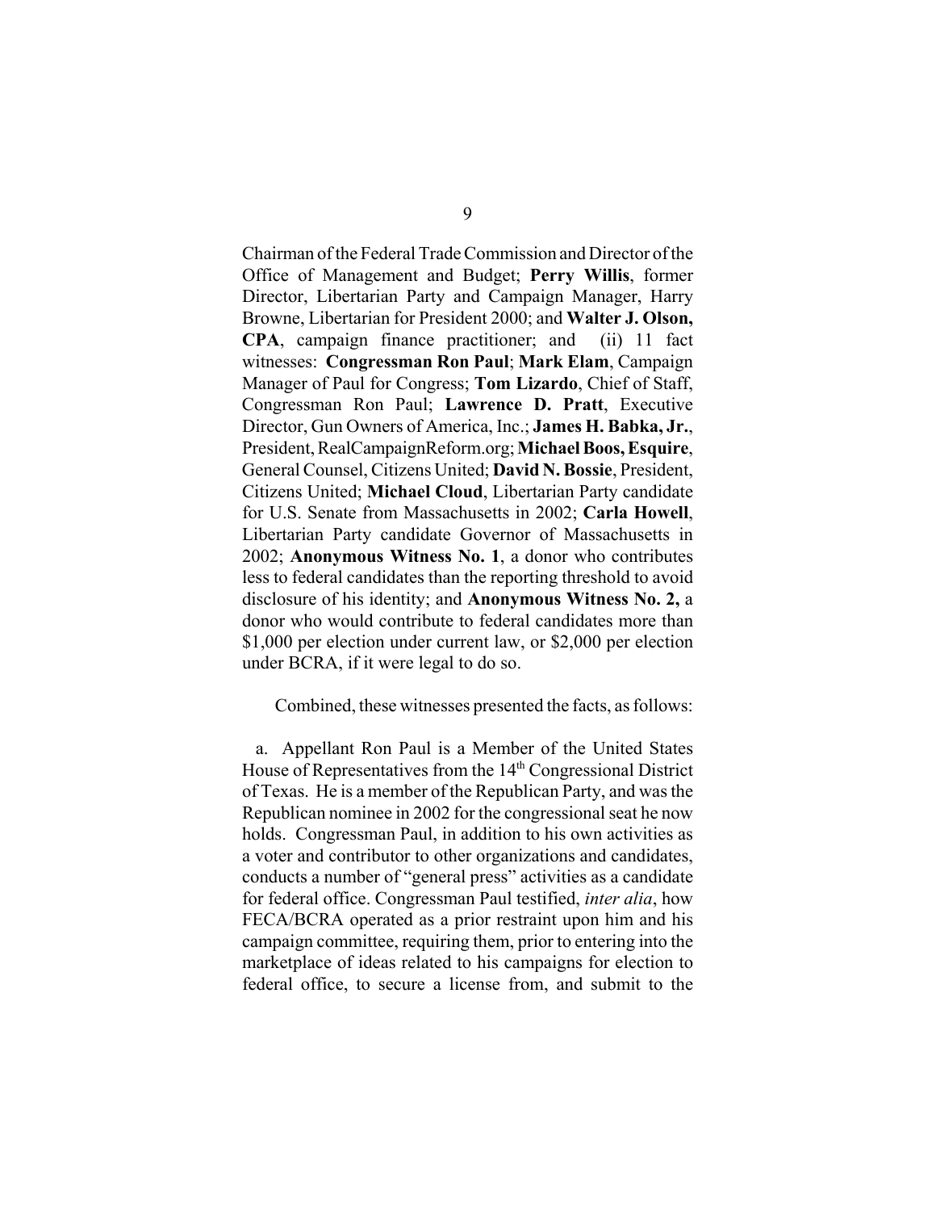Chairman of the Federal Trade Commission and Director of the Office of Management and Budget; **Perry Willis**, former Director, Libertarian Party and Campaign Manager, Harry Browne, Libertarian for President 2000; and **Walter J. Olson, CPA**, campaign finance practitioner; and (ii) 11 fact witnesses: **Congressman Ron Paul**; **Mark Elam**, Campaign Manager of Paul for Congress; **Tom Lizardo**, Chief of Staff, Congressman Ron Paul; **Lawrence D. Pratt**, Executive Director, Gun Owners of America, Inc.; **James H. Babka, Jr.**, President, RealCampaignReform.org; **Michael Boos, Esquire**, General Counsel, Citizens United; **David N. Bossie**, President, Citizens United; **Michael Cloud**, Libertarian Party candidate for U.S. Senate from Massachusetts in 2002; **Carla Howell**, Libertarian Party candidate Governor of Massachusetts in 2002; **Anonymous Witness No. 1**, a donor who contributes less to federal candidates than the reporting threshold to avoid disclosure of his identity; and **Anonymous Witness No. 2,** a donor who would contribute to federal candidates more than $1,000 per election under current law, or $2,000 per election under BCRA, if it were legal to do so.

Combined, these witnesses presented the facts, as follows:

a. Appellant Ron Paul is a Member of the United States House of Representatives from the 14th Congressional District of Texas. He is a member of the Republican Party, and was the Republican nominee in 2002 for the congressional seat he now holds. Congressman Paul, in addition to his own activities as a voter and contributor to other organizations and candidates, conducts a number of "general press" activities as a candidate for federal office. Congressman Paul testified, *inter alia*, how FECA/BCRA operated as a prior restraint upon him and his campaign committee, requiring them, prior to entering into the marketplace of ideas related to his campaigns for election to federal office, to secure a license from, and submit to the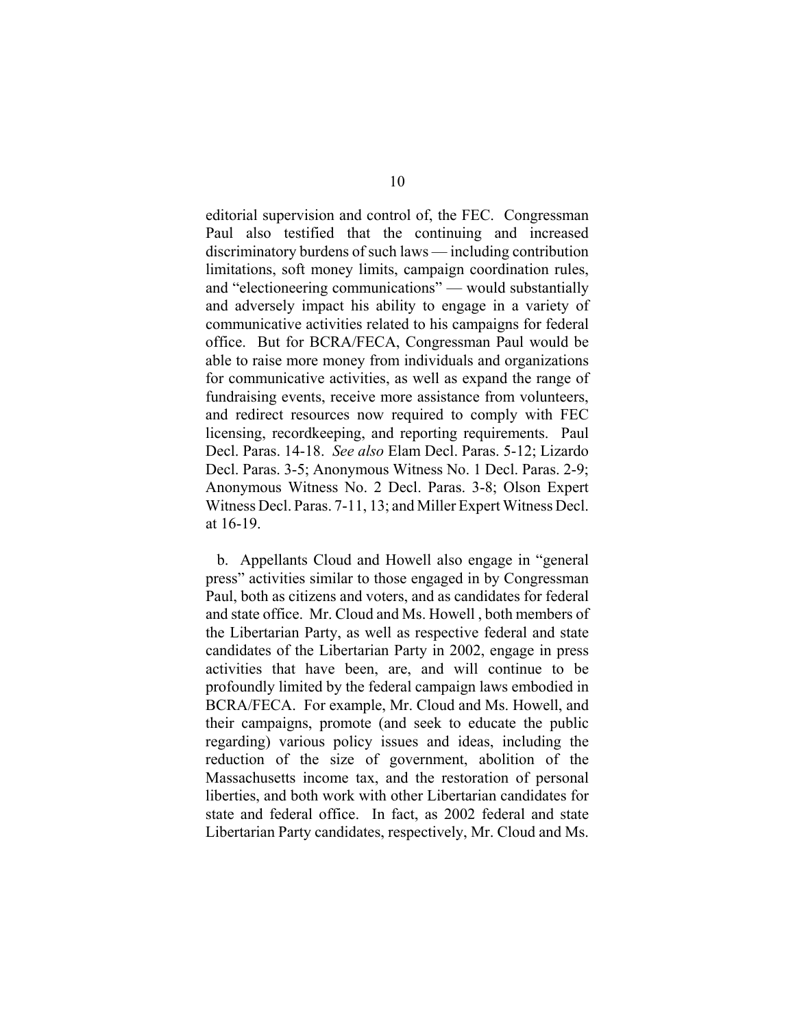editorial supervision and control of, the FEC. Congressman Paul also testified that the continuing and increased discriminatory burdens of such laws — including contribution limitations, soft money limits, campaign coordination rules, and "electioneering communications" — would substantially and adversely impact his ability to engage in a variety of communicative activities related to his campaigns for federal office. But for BCRA/FECA, Congressman Paul would be able to raise more money from individuals and organizations for communicative activities, as well as expand the range of fundraising events, receive more assistance from volunteers, and redirect resources now required to comply with FEC licensing, recordkeeping, and reporting requirements. Paul Decl. Paras. 14-18. *See also* Elam Decl. Paras. 5-12; Lizardo Decl. Paras. 3-5; Anonymous Witness No. 1 Decl. Paras. 2-9; Anonymous Witness No. 2 Decl. Paras. 3-8; Olson Expert Witness Decl. Paras. 7-11, 13; and Miller Expert Witness Decl. at 16-19.

b. Appellants Cloud and Howell also engage in "general press" activities similar to those engaged in by Congressman Paul, both as citizens and voters, and as candidates for federal and state office. Mr. Cloud and Ms. Howell , both members of the Libertarian Party, as well as respective federal and state candidates of the Libertarian Party in 2002, engage in press activities that have been, are, and will continue to be profoundly limited by the federal campaign laws embodied in BCRA/FECA. For example, Mr. Cloud and Ms. Howell, and their campaigns, promote (and seek to educate the public regarding) various policy issues and ideas, including the reduction of the size of government, abolition of the Massachusetts income tax, and the restoration of personal liberties, and both work with other Libertarian candidates for state and federal office. In fact, as 2002 federal and state Libertarian Party candidates, respectively, Mr. Cloud and Ms.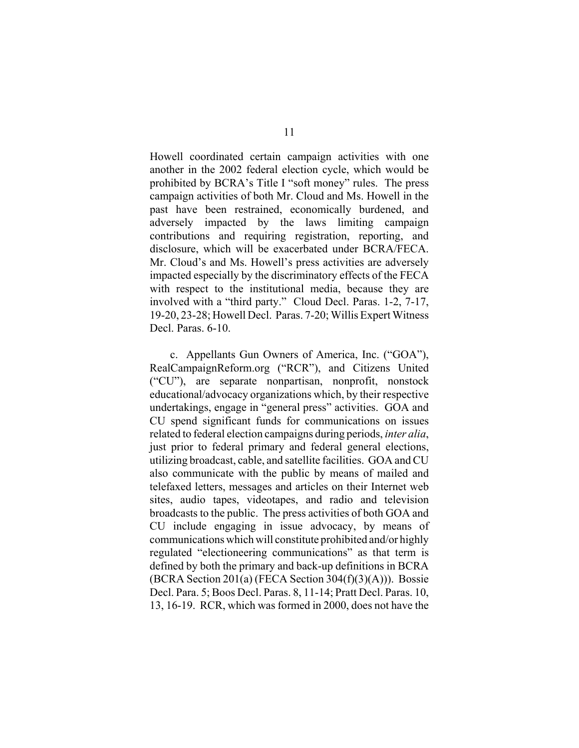Howell coordinated certain campaign activities with one another in the 2002 federal election cycle, which would be prohibited by BCRA's Title I "soft money" rules. The press campaign activities of both Mr. Cloud and Ms. Howell in the past have been restrained, economically burdened, and adversely impacted by the laws limiting campaign contributions and requiring registration, reporting, and disclosure, which will be exacerbated under BCRA/FECA. Mr. Cloud's and Ms. Howell's press activities are adversely impacted especially by the discriminatory effects of the FECA with respect to the institutional media, because they are involved with a "third party." Cloud Decl. Paras. 1-2, 7-17, 19-20, 23-28; Howell Decl. Paras. 7-20; Willis Expert Witness Decl. Paras. 6-10.

c. Appellants Gun Owners of America, Inc. ("GOA"), RealCampaignReform.org ("RCR"), and Citizens United ("CU"), are separate nonpartisan, nonprofit, nonstock educational/advocacy organizations which, by their respective undertakings, engage in "general press" activities. GOA and CU spend significant funds for communications on issues related to federal election campaigns during periods, *inter alia*, just prior to federal primary and federal general elections, utilizing broadcast, cable, and satellite facilities. GOA and CU also communicate with the public by means of mailed and telefaxed letters, messages and articles on their Internet web sites, audio tapes, videotapes, and radio and television broadcasts to the public. The press activities of both GOA and CU include engaging in issue advocacy, by means of communications which will constitute prohibited and/or highly regulated "electioneering communications" as that term is defined by both the primary and back-up definitions in BCRA (BCRA Section 201(a) (FECA Section 304(f)(3)(A))). Bossie Decl. Para. 5; Boos Decl. Paras. 8, 11-14; Pratt Decl. Paras. 10, 13, 16-19. RCR, which was formed in 2000, does not have the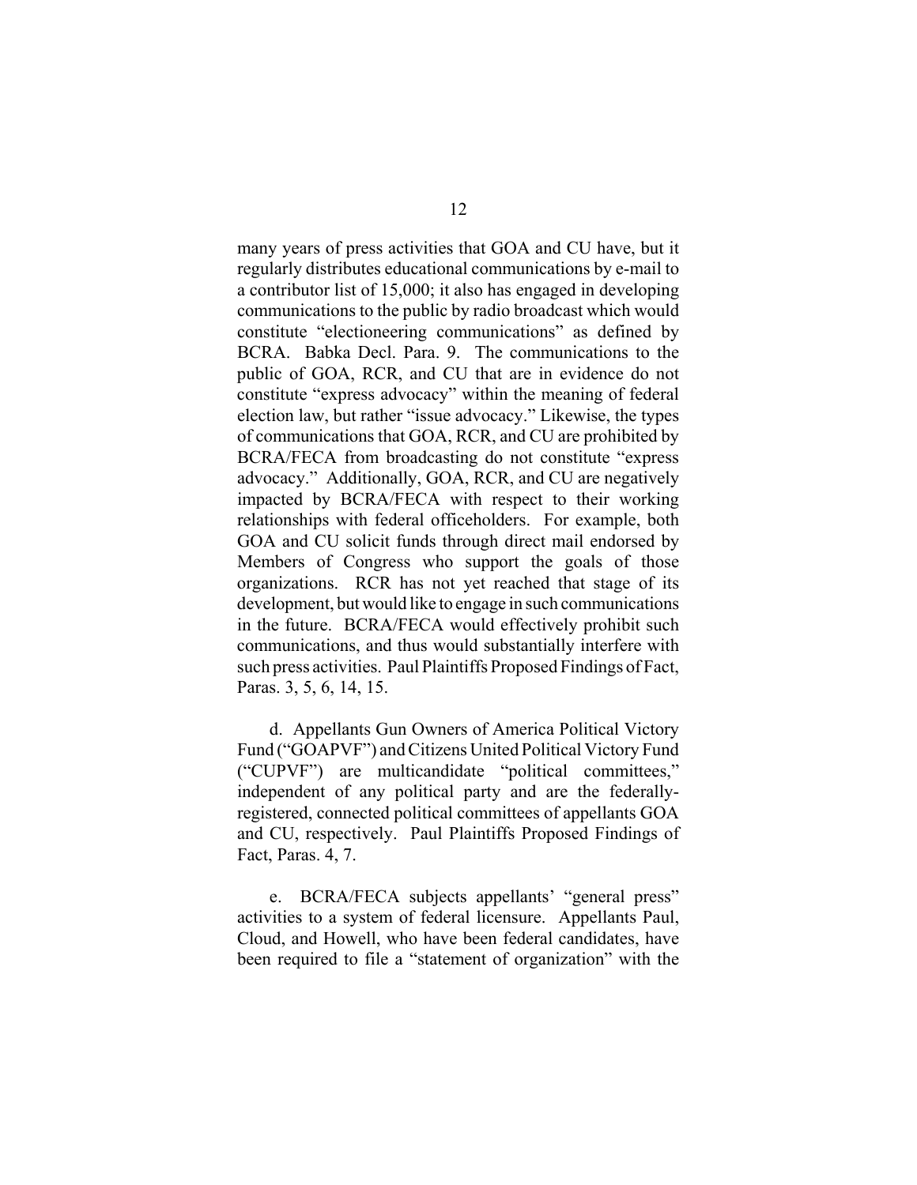many years of press activities that GOA and CU have, but it regularly distributes educational communications by e-mail to a contributor list of 15,000; it also has engaged in developing communications to the public by radio broadcast which would constitute "electioneering communications" as defined by BCRA. Babka Decl. Para. 9. The communications to the public of GOA, RCR, and CU that are in evidence do not constitute "express advocacy" within the meaning of federal election law, but rather "issue advocacy." Likewise, the types of communications that GOA, RCR, and CU are prohibited by BCRA/FECA from broadcasting do not constitute "express advocacy." Additionally, GOA, RCR, and CU are negatively impacted by BCRA/FECA with respect to their working relationships with federal officeholders. For example, both GOA and CU solicit funds through direct mail endorsed by Members of Congress who support the goals of those organizations. RCR has not yet reached that stage of its development, but would like to engage in such communications in the future. BCRA/FECA would effectively prohibit such communications, and thus would substantially interfere with such press activities. Paul Plaintiffs Proposed Findings of Fact, Paras. 3, 5, 6, 14, 15.

d. Appellants Gun Owners of America Political Victory Fund ("GOAPVF") and Citizens United Political Victory Fund ("CUPVF") are multicandidate "political committees," independent of any political party and are the federally-registered, connected political committees of appellants GOA and CU, respectively. Paul Plaintiffs Proposed Findings of Fact, Paras. 4, 7.

e. BCRA/FECA subjects appellants' "general press" activities to a system of federal licensure. Appellants Paul, Cloud, and Howell, who have been federal candidates, have been required to file a "statement of organization" with the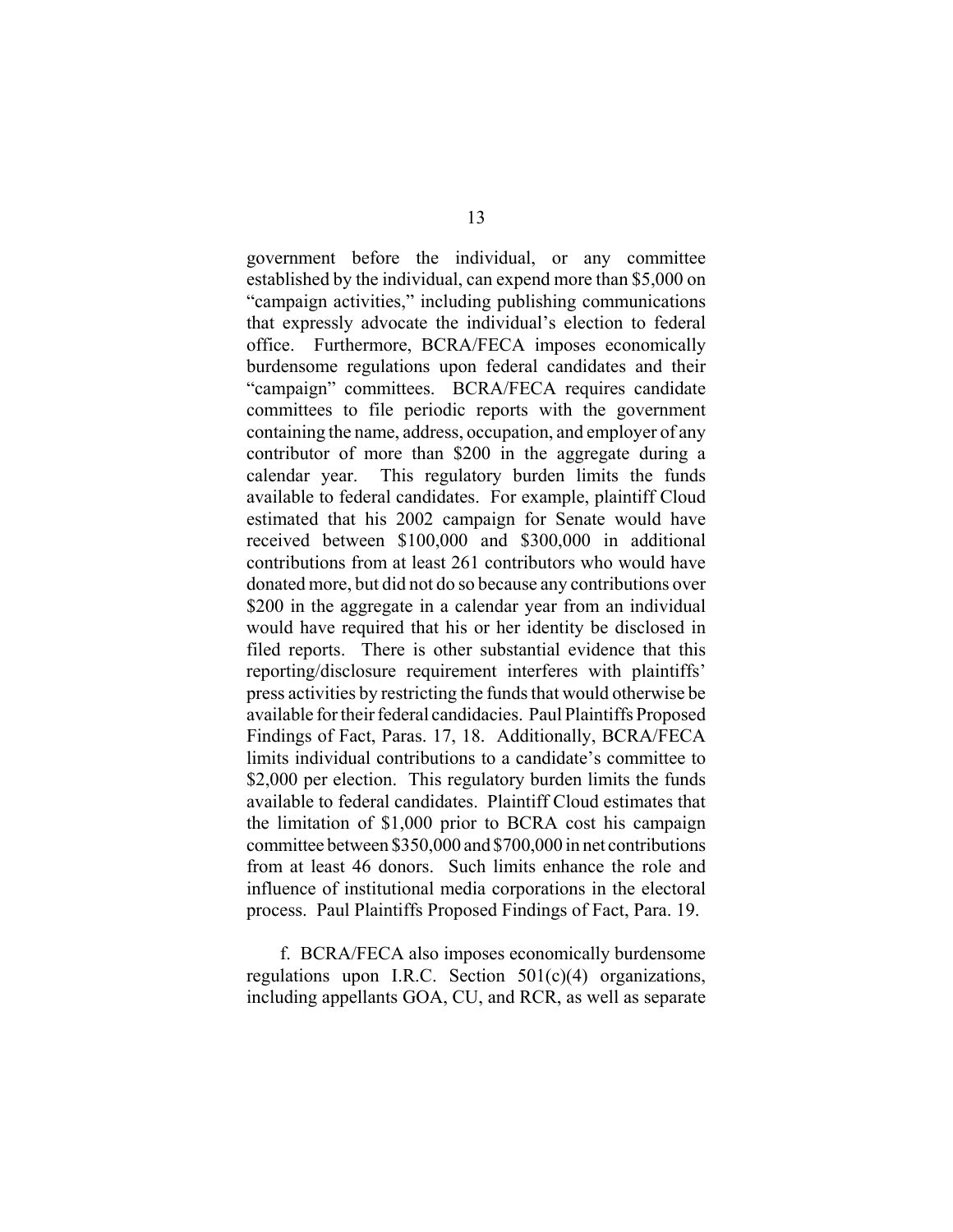government before the individual, or any committee established by the individual, can expend more than $5,000 on "campaign activities," including publishing communications that expressly advocate the individual's election to federal office. Furthermore, BCRA/FECA imposes economically burdensome regulations upon federal candidates and their "campaign" committees. BCRA/FECA requires candidate committees to file periodic reports with the government containing the name, address, occupation, and employer of any contributor of more than $200 in the aggregate during a calendar year. This regulatory burden limits the funds available to federal candidates. For example, plaintiff Cloud estimated that his 2002 campaign for Senate would have received between $100,000 and $300,000 in additional contributions from at least 261 contributors who would have donated more, but did not do so because any contributions over $200 in the aggregate in a calendar year from an individual would have required that his or her identity be disclosed in filed reports. There is other substantial evidence that this reporting/disclosure requirement interferes with plaintiffs' press activities by restricting the funds that would otherwise be available for their federal candidacies. Paul Plaintiffs Proposed Findings of Fact, Paras. 17, 18. Additionally, BCRA/FECA limits individual contributions to a candidate's committee to $2,000 per election. This regulatory burden limits the funds available to federal candidates. Plaintiff Cloud estimates that the limitation of $1,000 prior to BCRA cost his campaign committee between $350,000 and $700,000 in net contributions from at least 46 donors. Such limits enhance the role and influence of institutional media corporations in the electoral process. Paul Plaintiffs Proposed Findings of Fact, Para. 19.

f. BCRA/FECA also imposes economically burdensome regulations upon I.R.C. Section 501(c)(4) organizations, including appellants GOA, CU, and RCR, as well as separate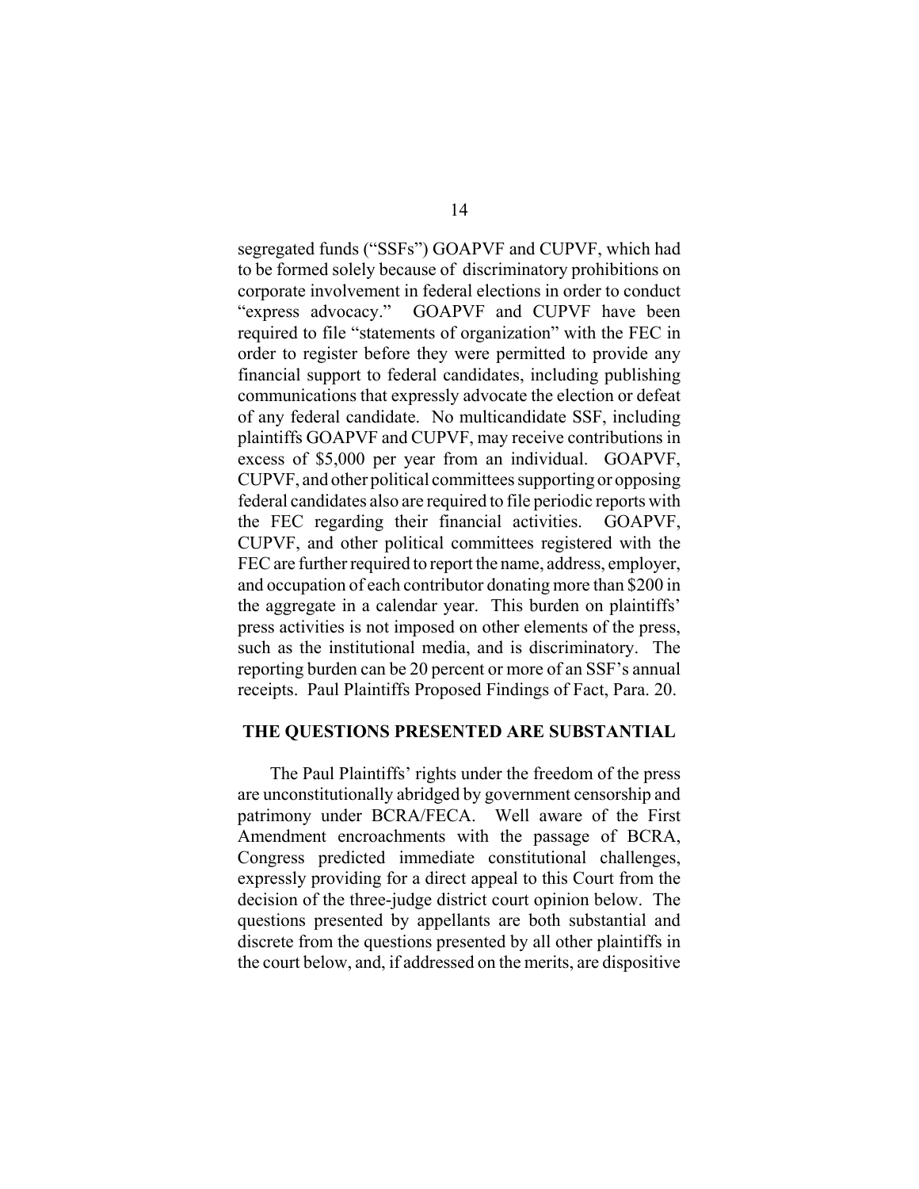segregated funds ("SSFs") GOAPVF and CUPVF, which had to be formed solely because of discriminatory prohibitions on corporate involvement in federal elections in order to conduct "express advocacy." GOAPVF and CUPVF have been required to file "statements of organization" with the FEC in order to register before they were permitted to provide any financial support to federal candidates, including publishing communications that expressly advocate the election or defeat of any federal candidate. No multicandidate SSF, including plaintiffs GOAPVF and CUPVF, may receive contributions in excess of $5,000 per year from an individual. GOAPVF, CUPVF, and other political committees supporting or opposing federal candidates also are required to file periodic reports with the FEC regarding their financial activities. GOAPVF, CUPVF, and other political committees registered with the FEC are further required to report the name, address, employer, and occupation of each contributor donating more than $200 in the aggregate in a calendar year. This burden on plaintiffs' press activities is not imposed on other elements of the press, such as the institutional media, and is discriminatory. The reporting burden can be 20 percent or more of an SSF's annual receipts. Paul Plaintiffs Proposed Findings of Fact, Para. 20.

## THE QUESTIONS PRESENTED ARE SUBSTANTIAL

The Paul Plaintiffs' rights under the freedom of the press are unconstitutionally abridged by government censorship and patrimony under BCRA/FECA. Well aware of the First Amendment encroachments with the passage of BCRA, Congress predicted immediate constitutional challenges, expressly providing for a direct appeal to this Court from the decision of the three-judge district court opinion below. The questions presented by appellants are both substantial and discrete from the questions presented by all other plaintiffs in the court below, and, if addressed on the merits, are dispositive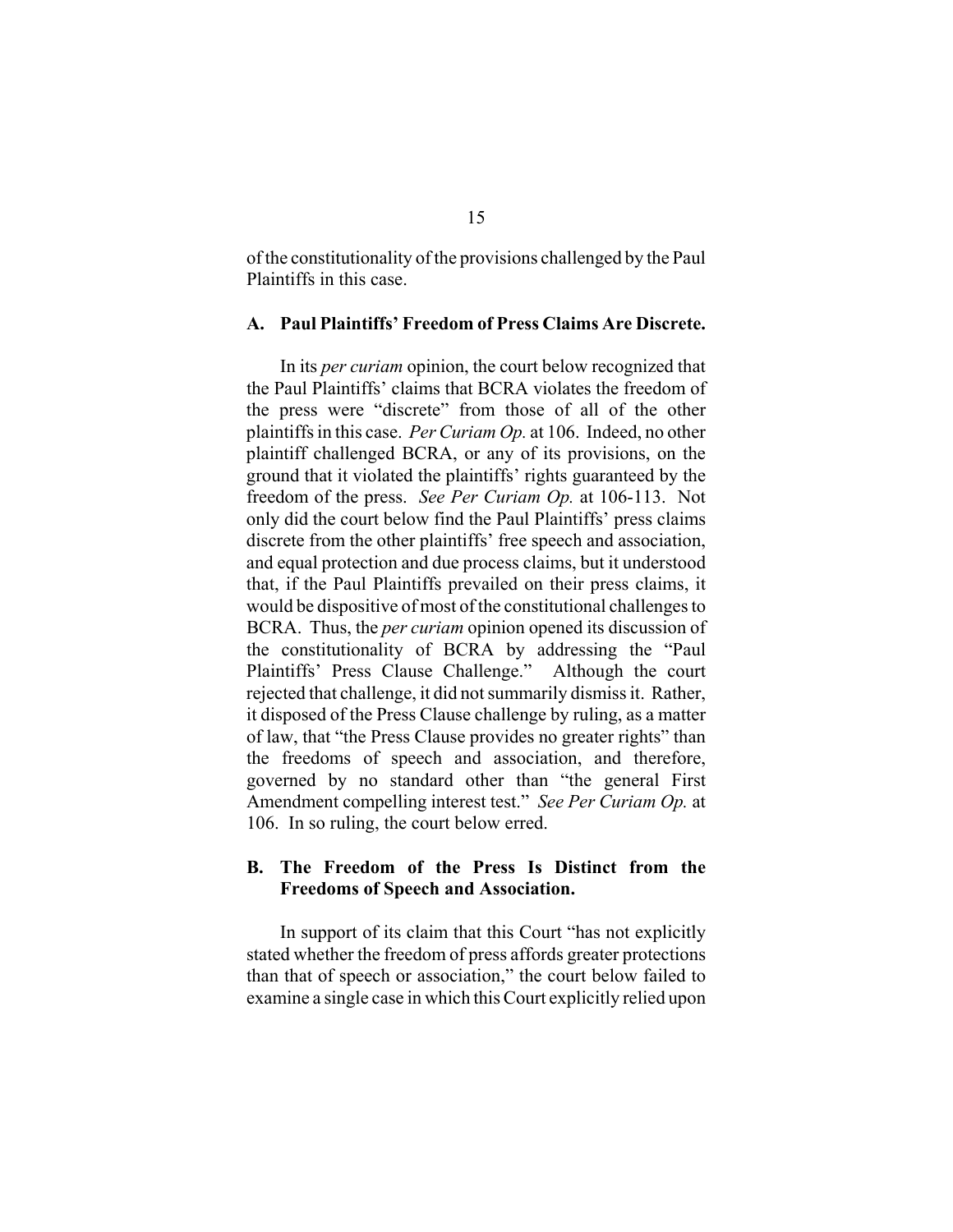of the constitutionality of the provisions challenged by the Paul Plaintiffs in this case.

### A. Paul Plaintiffs' Freedom of Press Claims Are Discrete.

In its *per curiam* opinion, the court below recognized that the Paul Plaintiffs' claims that BCRA violates the freedom of the press were "discrete" from those of all of the other plaintiffs in this case. *Per Curiam Op.* at 106. Indeed, no other plaintiff challenged BCRA, or any of its provisions, on the ground that it violated the plaintiffs' rights guaranteed by the freedom of the press. *See Per Curiam Op.* at 106-113. Not only did the court below find the Paul Plaintiffs' press claims discrete from the other plaintiffs' free speech and association, and equal protection and due process claims, but it understood that, if the Paul Plaintiffs prevailed on their press claims, it would be dispositive of most of the constitutional challenges to BCRA. Thus, the *per curiam* opinion opened its discussion of the constitutionality of BCRA by addressing the "Paul Plaintiffs' Press Clause Challenge." Although the court rejected that challenge, it did not summarily dismiss it. Rather, it disposed of the Press Clause challenge by ruling, as a matter of law, that "the Press Clause provides no greater rights" than the freedoms of speech and association, and therefore, governed by no standard other than "the general First Amendment compelling interest test." *See Per Curiam Op.* at 106. In so ruling, the court below erred.

### B. The Freedom of the Press Is Distinct from the Freedoms of Speech and Association.

In support of its claim that this Court "has not explicitly stated whether the freedom of press affords greater protections than that of speech or association," the court below failed to examine a single case in which this Court explicitly relied upon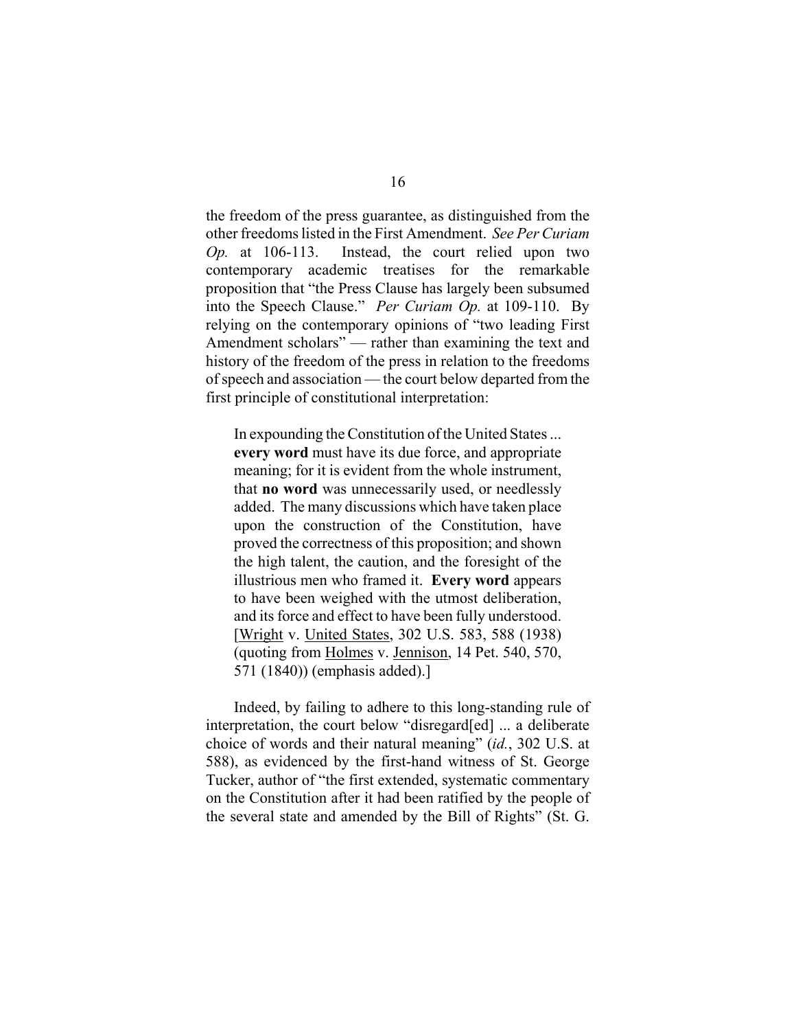the freedom of the press guarantee, as distinguished from the other freedoms listed in the First Amendment. *See Per Curiam Op.* at 106-113. Instead, the court relied upon two contemporary academic treatises for the remarkable proposition that "the Press Clause has largely been subsumed into the Speech Clause." *Per Curiam Op.* at 109-110. By relying on the contemporary opinions of "two leading First Amendment scholars" — rather than examining the text and history of the freedom of the press in relation to the freedoms of speech and association — the court below departed from the first principle of constitutional interpretation:

> In expounding the Constitution of the United States ... **every word** must have its due force, and appropriate meaning; for it is evident from the whole instrument, that **no word** was unnecessarily used, or needlessly added. The many discussions which have taken place upon the construction of the Constitution, have proved the correctness of this proposition; and shown the high talent, the caution, and the foresight of the illustrious men who framed it. **Every word** appears to have been weighed with the utmost deliberation, and its force and effect to have been fully understood. [Wright v. United States, 302 U.S. 583, 588 (1938) (quoting from Holmes v. Jennison, 14 Pet. 540, 570, 571 (1840)) (emphasis added).]

Indeed, by failing to adhere to this long-standing rule of interpretation, the court below "disregard[ed] ... a deliberate choice of words and their natural meaning" (*id.*, 302 U.S. at 588), as evidenced by the first-hand witness of St. George Tucker, author of "the first extended, systematic commentary on the Constitution after it had been ratified by the people of the several state and amended by the Bill of Rights" (St. G.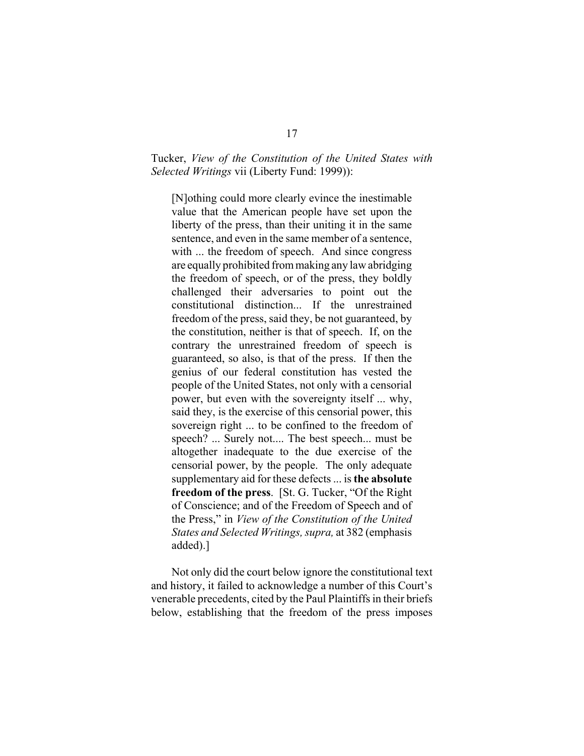Tucker, *View of the Constitution of the United States with Selected Writings* vii (Liberty Fund: 1999)):

> [N]othing could more clearly evince the inestimable value that the American people have set upon the liberty of the press, than their uniting it in the same sentence, and even in the same member of a sentence, with ... the freedom of speech. And since congress are equally prohibited from making any law abridging the freedom of speech, or of the press, they boldly challenged their adversaries to point out the constitutional distinction... If the unrestrained freedom of the press, said they, be not guaranteed, by the constitution, neither is that of speech. If, on the contrary the unrestrained freedom of speech is guaranteed, so also, is that of the press. If then the genius of our federal constitution has vested the people of the United States, not only with a censorial power, but even with the sovereignty itself ... why, said they, is the exercise of this censorial power, this sovereign right ... to be confined to the freedom of speech? ... Surely not.... The best speech... must be altogether inadequate to the due exercise of the censorial power, by the people. The only adequate supplementary aid for these defects ... is **the absolute freedom of the press**. [St. G. Tucker, "Of the Right of Conscience; and of the Freedom of Speech and of the Press," in *View of the Constitution of the United States and Selected Writings, supra,* at 382 (emphasis added).]

Not only did the court below ignore the constitutional text and history, it failed to acknowledge a number of this Court's venerable precedents, cited by the Paul Plaintiffs in their briefs below, establishing that the freedom of the press imposes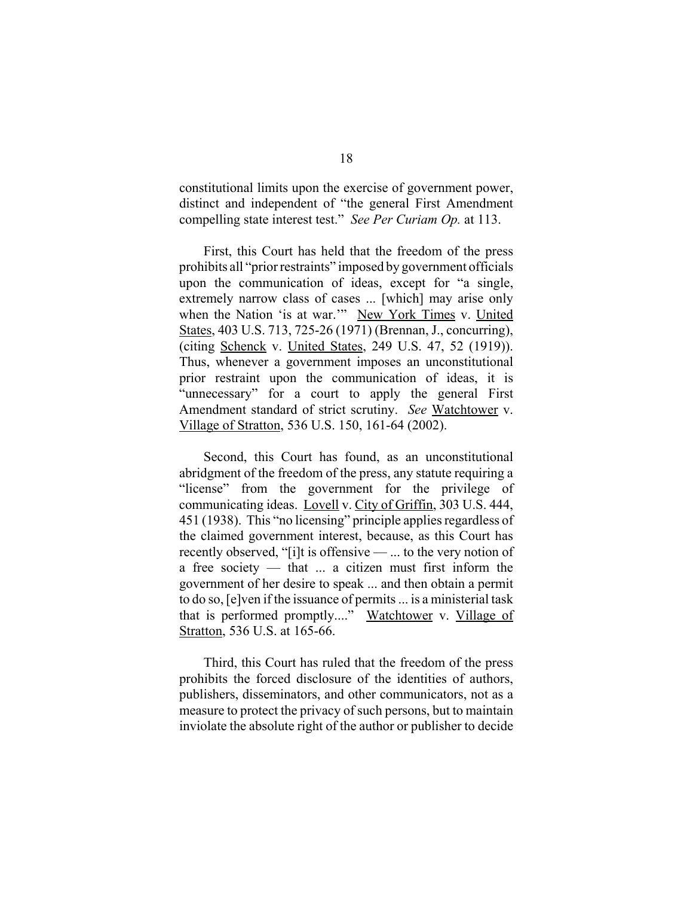constitutional limits upon the exercise of government power, distinct and independent of "the general First Amendment compelling state interest test." *See Per Curiam Op.* at 113.

First, this Court has held that the freedom of the press prohibits all "prior restraints" imposed by government officials upon the communication of ideas, except for "a single, extremely narrow class of cases ... [which] may arise only when the Nation 'is at war.'" New York Times v. United States, 403 U.S. 713, 725-26 (1971) (Brennan, J., concurring), (citing Schenck v. United States, 249 U.S. 47, 52 (1919)). Thus, whenever a government imposes an unconstitutional prior restraint upon the communication of ideas, it is "unnecessary" for a court to apply the general First Amendment standard of strict scrutiny. *See* Watchtower v. Village of Stratton, 536 U.S. 150, 161-64 (2002).

Second, this Court has found, as an unconstitutional abridgment of the freedom of the press, any statute requiring a "license" from the government for the privilege of communicating ideas. Lovell v. City of Griffin, 303 U.S. 444, 451 (1938). This "no licensing" principle applies regardless of the claimed government interest, because, as this Court has recently observed, "[i]t is offensive — ... to the very notion of a free society — that ... a citizen must first inform the government of her desire to speak ... and then obtain a permit to do so, [e]ven if the issuance of permits ... is a ministerial task that is performed promptly...." Watchtower v. Village of Stratton, 536 U.S. at 165-66.

Third, this Court has ruled that the freedom of the press prohibits the forced disclosure of the identities of authors, publishers, disseminators, and other communicators, not as a measure to protect the privacy of such persons, but to maintain inviolate the absolute right of the author or publisher to decide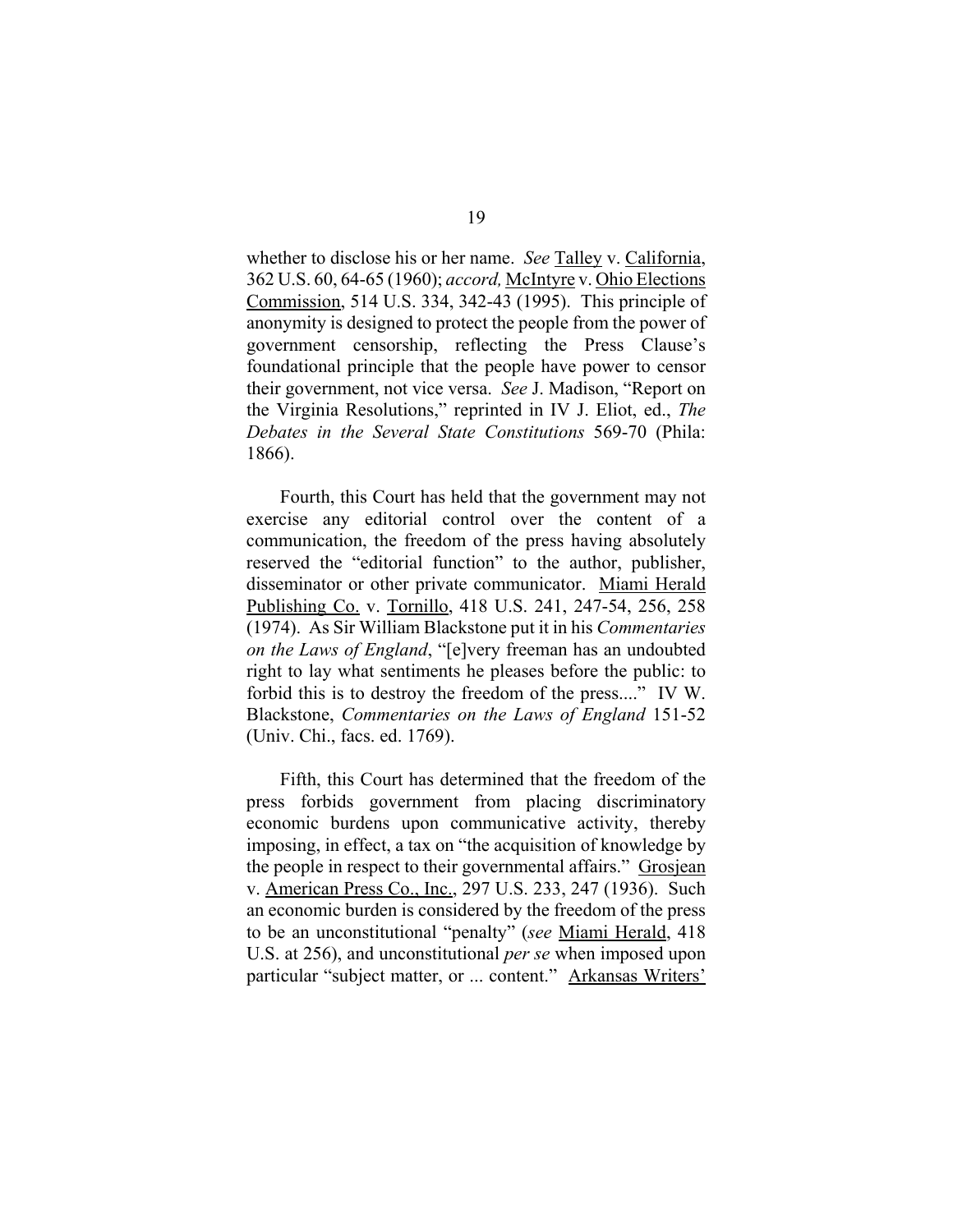whether to disclose his or her name. *See* Talley v. California, 362 U.S. 60, 64-65 (1960); *accord,* McIntyre v. Ohio Elections Commission, 514 U.S. 334, 342-43 (1995). This principle of anonymity is designed to protect the people from the power of government censorship, reflecting the Press Clause's foundational principle that the people have power to censor their government, not vice versa. *See* J. Madison, "Report on the Virginia Resolutions," reprinted in IV J. Eliot, ed., *The Debates in the Several State Constitutions* 569-70 (Phila: 1866).

Fourth, this Court has held that the government may not exercise any editorial control over the content of a communication, the freedom of the press having absolutely reserved the "editorial function" to the author, publisher, disseminator or other private communicator. Miami Herald Publishing Co. v. Tornillo, 418 U.S. 241, 247-54, 256, 258 (1974). As Sir William Blackstone put it in his *Commentaries on the Laws of England*, "[e]very freeman has an undoubted right to lay what sentiments he pleases before the public: to forbid this is to destroy the freedom of the press...." IV W. Blackstone, *Commentaries on the Laws of England* 151-52 (Univ. Chi., facs. ed. 1769).

Fifth, this Court has determined that the freedom of the press forbids government from placing discriminatory economic burdens upon communicative activity, thereby imposing, in effect, a tax on "the acquisition of knowledge by the people in respect to their governmental affairs." Grosjean v. American Press Co., Inc., 297 U.S. 233, 247 (1936). Such an economic burden is considered by the freedom of the press to be an unconstitutional "penalty" (*see* Miami Herald, 418 U.S. at 256), and unconstitutional *per se* when imposed upon particular "subject matter, or ... content." Arkansas Writers'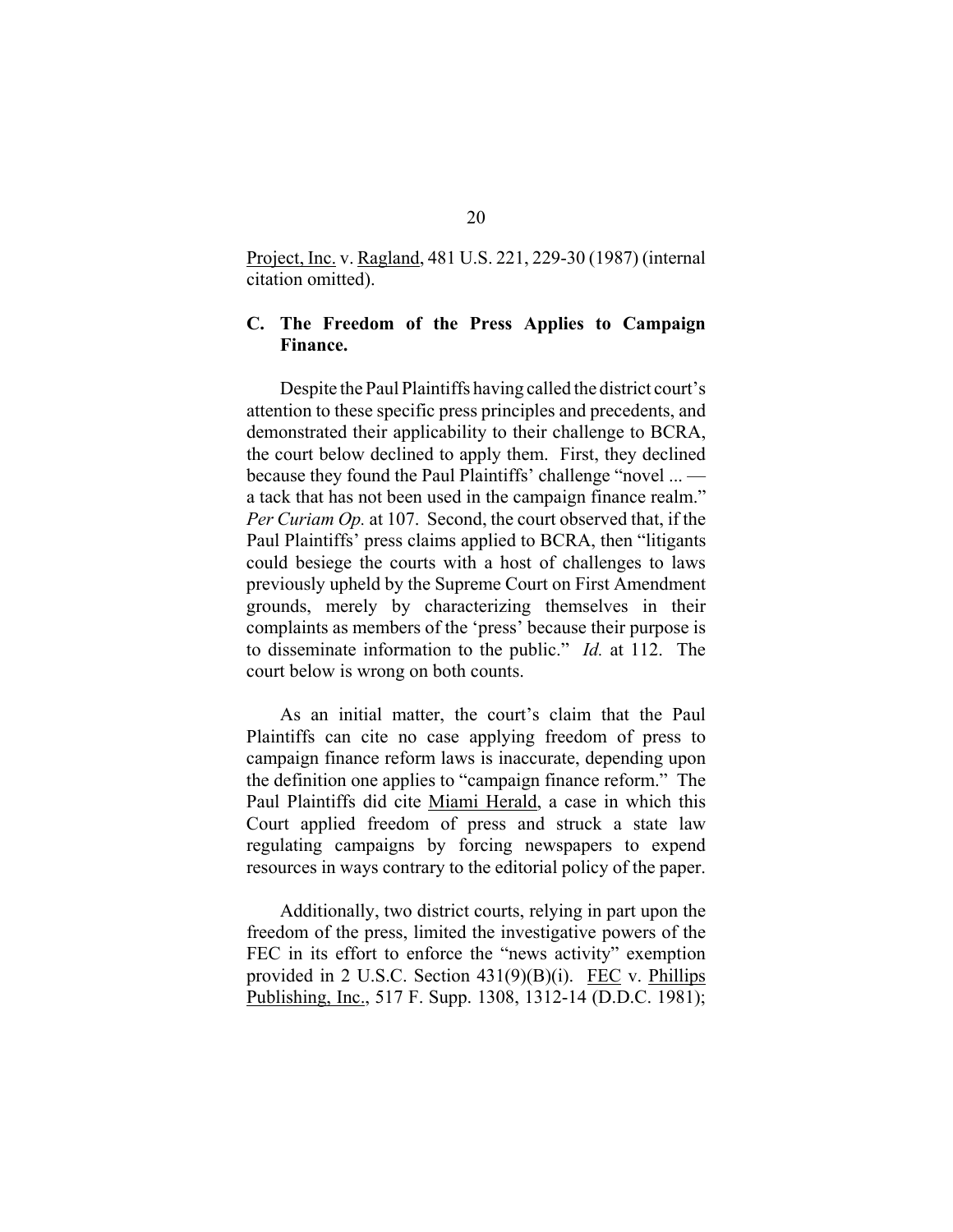Project, Inc. v. Ragland, 481 U.S. 221, 229-30 (1987) (internal citation omitted).

### C. The Freedom of the Press Applies to Campaign Finance.

Despite the Paul Plaintiffs having called the district court's attention to these specific press principles and precedents, and demonstrated their applicability to their challenge to BCRA, the court below declined to apply them. First, they declined because they found the Paul Plaintiffs' challenge "novel ... — a tack that has not been used in the campaign finance realm." *Per Curiam Op.* at 107. Second, the court observed that, if the Paul Plaintiffs' press claims applied to BCRA, then "litigants could besiege the courts with a host of challenges to laws previously upheld by the Supreme Court on First Amendment grounds, merely by characterizing themselves in their complaints as members of the 'press' because their purpose is to disseminate information to the public." *Id.* at 112. The court below is wrong on both counts.

As an initial matter, the court's claim that the Paul Plaintiffs can cite no case applying freedom of press to campaign finance reform laws is inaccurate, depending upon the definition one applies to "campaign finance reform." The Paul Plaintiffs did cite Miami Herald, a case in which this Court applied freedom of press and struck a state law regulating campaigns by forcing newspapers to expend resources in ways contrary to the editorial policy of the paper.

Additionally, two district courts, relying in part upon the freedom of the press, limited the investigative powers of the FEC in its effort to enforce the "news activity" exemption provided in 2 U.S.C. Section 431(9)(B)(i). FEC v. Phillips Publishing, Inc., 517 F. Supp. 1308, 1312-14 (D.D.C. 1981);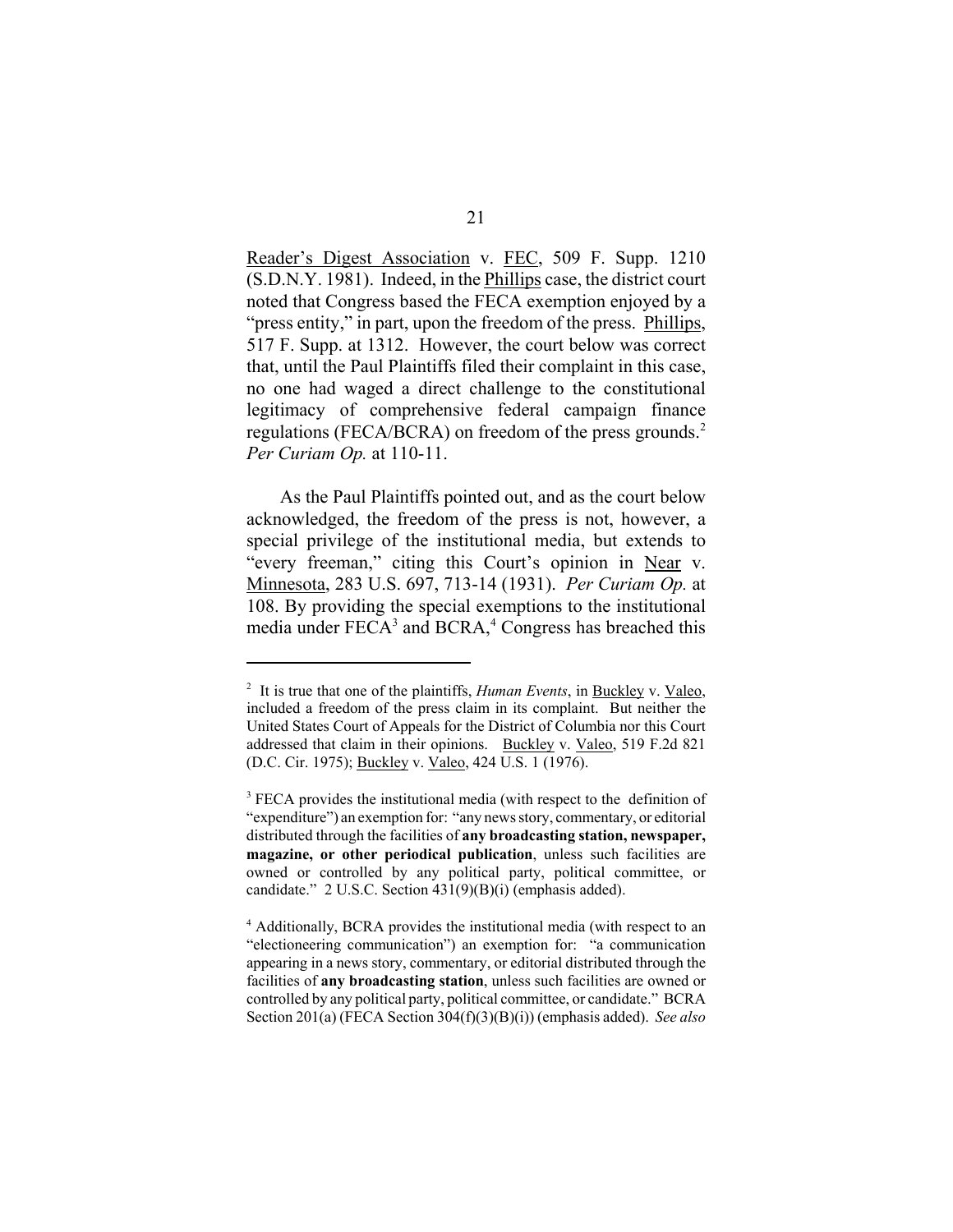Reader's Digest Association v. FEC, 509 F. Supp. 1210 (S.D.N.Y. 1981). Indeed, in the Phillips case, the district court noted that Congress based the FECA exemption enjoyed by a "press entity," in part, upon the freedom of the press. Phillips, 517 F. Supp. at 1312. However, the court below was correct that, until the Paul Plaintiffs filed their complaint in this case, no one had waged a direct challenge to the constitutional legitimacy of comprehensive federal campaign finance regulations (FECA/BCRA) on freedom of the press grounds.[2] *Per Curiam Op.* at 110-11.

As the Paul Plaintiffs pointed out, and as the court below acknowledged, the freedom of the press is not, however, a special privilege of the institutional media, but extends to "every freeman," citing this Court's opinion in Near v. Minnesota, 283 U.S. 697, 713-14 (1931). *Per Curiam Op.* at 108. By providing the special exemptions to the institutional media under FECA[3] and BCRA,[4] Congress has breached this

---

[2] It is true that one of the plaintiffs, *Human Events*, in Buckley v. Valeo, included a freedom of the press claim in its complaint. But neither the United States Court of Appeals for the District of Columbia nor this Court addressed that claim in their opinions. Buckley v. Valeo, 519 F.2d 821 (D.C. Cir. 1975); Buckley v. Valeo, 424 U.S. 1 (1976).

[3] FECA provides the institutional media (with respect to the definition of "expenditure") an exemption for: "any news story, commentary, or editorial distributed through the facilities of **any broadcasting station, newspaper, magazine, or other periodical publication**, unless such facilities are owned or controlled by any political party, political committee, or candidate." 2 U.S.C. Section 431(9)(B)(i) (emphasis added).

[4] Additionally, BCRA provides the institutional media (with respect to an "electioneering communication") an exemption for: "a communication appearing in a news story, commentary, or editorial distributed through the facilities of **any broadcasting station**, unless such facilities are owned or controlled by any political party, political committee, or candidate." BCRA Section 201(a) (FECA Section 304(f)(3)(B)(i)) (emphasis added). *See also*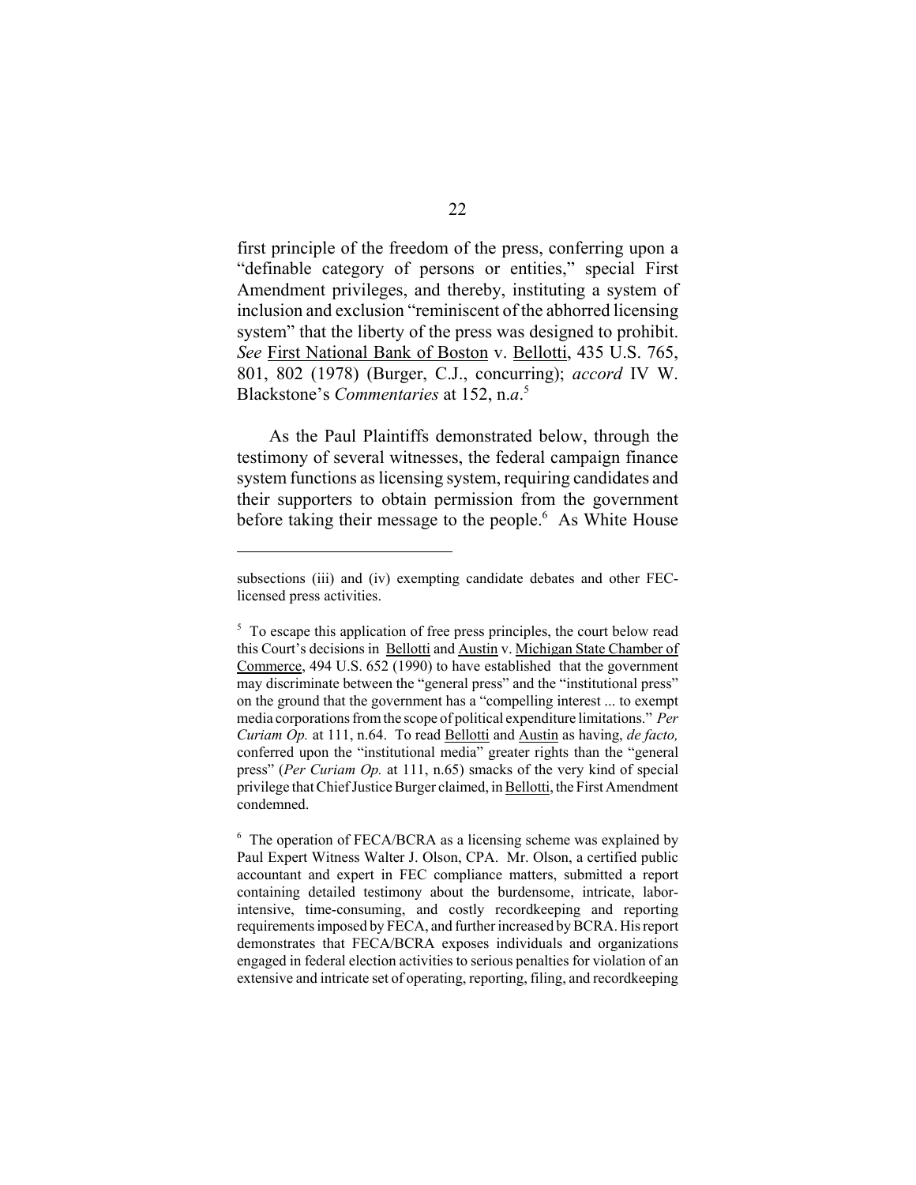first principle of the freedom of the press, conferring upon a "definable category of persons or entities," special First Amendment privileges, and thereby, instituting a system of inclusion and exclusion "reminiscent of the abhorred licensing system" that the liberty of the press was designed to prohibit. *See* First National Bank of Boston v. Bellotti, 435 U.S. 765, 801, 802 (1978) (Burger, C.J., concurring); *accord* IV W. Blackstone's *Commentaries* at 152, n.*a*.[5]

As the Paul Plaintiffs demonstrated below, through the testimony of several witnesses, the federal campaign finance system functions as licensing system, requiring candidates and their supporters to obtain permission from the government before taking their message to the people.[6] As White House

---

subsections (iii) and (iv) exempting candidate debates and other FEC-licensed press activities.

[5] To escape this application of free press principles, the court below read this Court's decisions in Bellotti and Austin v. Michigan State Chamber of Commerce, 494 U.S. 652 (1990) to have established that the government may discriminate between the "general press" and the "institutional press" on the ground that the government has a "compelling interest ... to exempt media corporations from the scope of political expenditure limitations." *Per Curiam Op.* at 111, n.64. To read Bellotti and Austin as having, *de facto,* conferred upon the "institutional media" greater rights than the "general press" (*Per Curiam Op.* at 111, n.65) smacks of the very kind of special privilege that Chief Justice Burger claimed, in Bellotti, the First Amendment condemned.

[6] The operation of FECA/BCRA as a licensing scheme was explained by Paul Expert Witness Walter J. Olson, CPA. Mr. Olson, a certified public accountant and expert in FEC compliance matters, submitted a report containing detailed testimony about the burdensome, intricate, labor-intensive, time-consuming, and costly recordkeeping and reporting requirements imposed by FECA, and further increased by BCRA. His report demonstrates that FECA/BCRA exposes individuals and organizations engaged in federal election activities to serious penalties for violation of an extensive and intricate set of operating, reporting, filing, and recordkeeping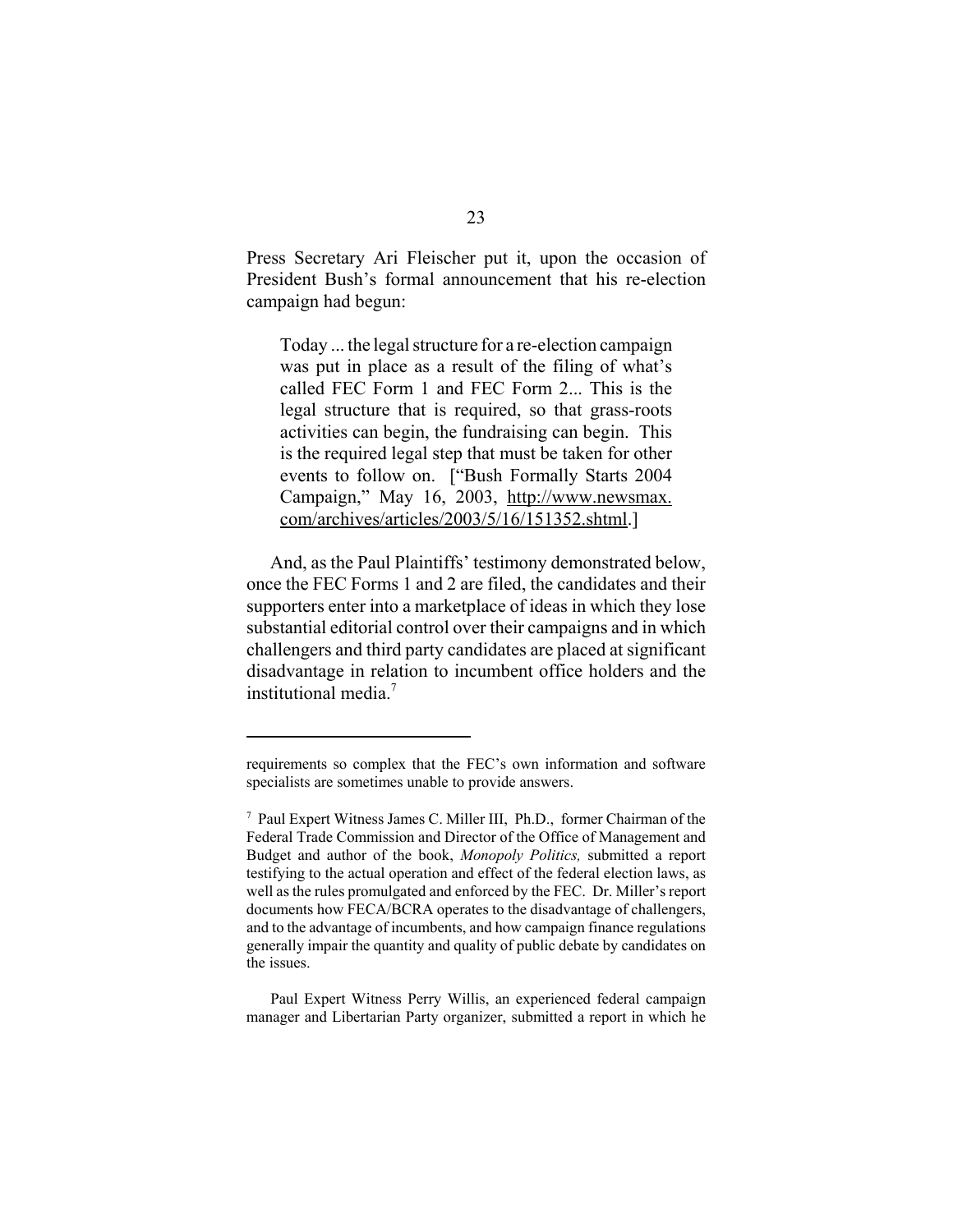Press Secretary Ari Fleischer put it, upon the occasion of President Bush's formal announcement that his re-election campaign had begun:

> Today ... the legal structure for a re-election campaign was put in place as a result of the filing of what's called FEC Form 1 and FEC Form 2... This is the legal structure that is required, so that grass-roots activities can begin, the fundraising can begin. This is the required legal step that must be taken for other events to follow on. ["Bush Formally Starts 2004 Campaign," May 16, 2003, http://www.newsmax.com/archives/articles/2003/5/16/151352.shtml.]

And, as the Paul Plaintiffs' testimony demonstrated below, once the FEC Forms 1 and 2 are filed, the candidates and their supporters enter into a marketplace of ideas in which they lose substantial editorial control over their campaigns and in which challengers and third party candidates are placed at significant disadvantage in relation to incumbent office holders and the institutional media.[7]

---

requirements so complex that the FEC's own information and software specialists are sometimes unable to provide answers.

[7] Paul Expert Witness James C. Miller III, Ph.D., former Chairman of the Federal Trade Commission and Director of the Office of Management and Budget and author of the book, *Monopoly Politics,* submitted a report testifying to the actual operation and effect of the federal election laws, as well as the rules promulgated and enforced by the FEC. Dr. Miller's report documents how FECA/BCRA operates to the disadvantage of challengers, and to the advantage of incumbents, and how campaign finance regulations generally impair the quantity and quality of public debate by candidates on the issues.

Paul Expert Witness Perry Willis, an experienced federal campaign manager and Libertarian Party organizer, submitted a report in which he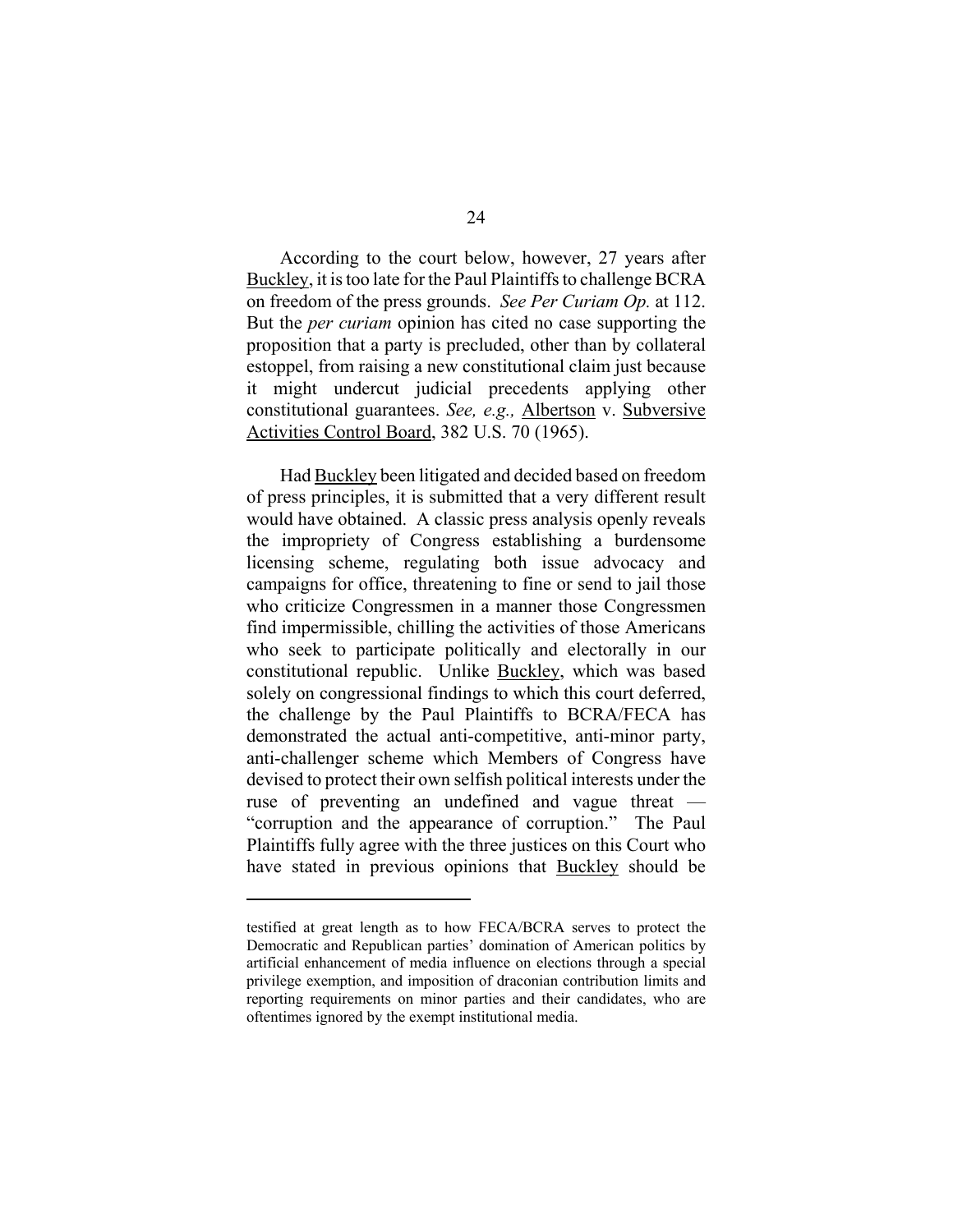According to the court below, however, 27 years after Buckley, it is too late for the Paul Plaintiffs to challenge BCRA on freedom of the press grounds. *See Per Curiam Op.* at 112. But the *per curiam* opinion has cited no case supporting the proposition that a party is precluded, other than by collateral estoppel, from raising a new constitutional claim just because it might undercut judicial precedents applying other constitutional guarantees. *See, e.g.,* Albertson v. Subversive Activities Control Board, 382 U.S. 70 (1965).

Had Buckley been litigated and decided based on freedom of press principles, it is submitted that a very different result would have obtained. A classic press analysis openly reveals the impropriety of Congress establishing a burdensome licensing scheme, regulating both issue advocacy and campaigns for office, threatening to fine or send to jail those who criticize Congressmen in a manner those Congressmen find impermissible, chilling the activities of those Americans who seek to participate politically and electorally in our constitutional republic. Unlike Buckley, which was based solely on congressional findings to which this court deferred, the challenge by the Paul Plaintiffs to BCRA/FECA has demonstrated the actual anti-competitive, anti-minor party, anti-challenger scheme which Members of Congress have devised to protect their own selfish political interests under the ruse of preventing an undefined and vague threat — "corruption and the appearance of corruption." The Paul Plaintiffs fully agree with the three justices on this Court who have stated in previous opinions that Buckley should be

---

testified at great length as to how FECA/BCRA serves to protect the Democratic and Republican parties' domination of American politics by artificial enhancement of media influence on elections through a special privilege exemption, and imposition of draconian contribution limits and reporting requirements on minor parties and their candidates, who are oftentimes ignored by the exempt institutional media.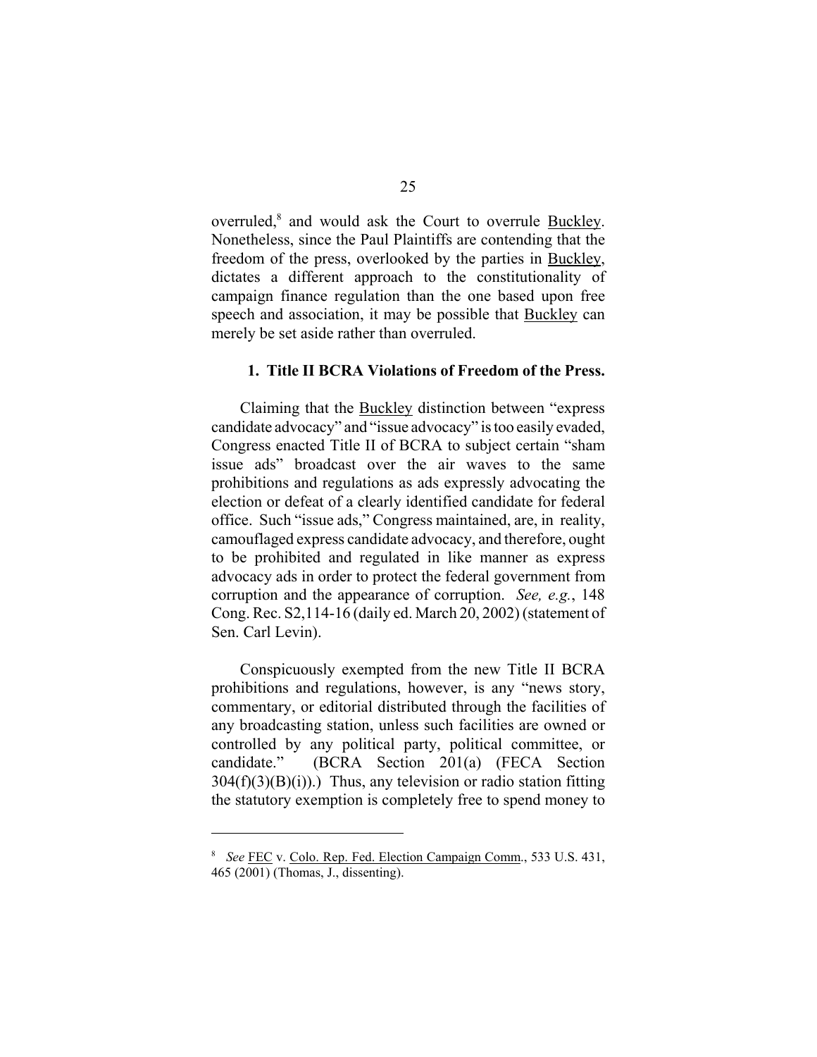overruled,[8] and would ask the Court to overrule Buckley. Nonetheless, since the Paul Plaintiffs are contending that the freedom of the press, overlooked by the parties in Buckley, dictates a different approach to the constitutionality of campaign finance regulation than the one based upon free speech and association, it may be possible that Buckley can merely be set aside rather than overruled.

**1. Title II BCRA Violations of Freedom of the Press.**

Claiming that the Buckley distinction between "express candidate advocacy" and "issue advocacy" is too easily evaded, Congress enacted Title II of BCRA to subject certain "sham issue ads" broadcast over the air waves to the same prohibitions and regulations as ads expressly advocating the election or defeat of a clearly identified candidate for federal office. Such "issue ads," Congress maintained, are, in reality, camouflaged express candidate advocacy, and therefore, ought to be prohibited and regulated in like manner as express advocacy ads in order to protect the federal government from corruption and the appearance of corruption. *See, e.g.*, 148 Cong. Rec. S2,114-16 (daily ed. March 20, 2002) (statement of Sen. Carl Levin).

Conspicuously exempted from the new Title II BCRA prohibitions and regulations, however, is any "news story, commentary, or editorial distributed through the facilities of any broadcasting station, unless such facilities are owned or controlled by any political party, political committee, or candidate." (BCRA Section 201(a) (FECA Section 304(f)(3)(B)(i)).) Thus, any television or radio station fitting the statutory exemption is completely free to spend money to

---

[8] *See* FEC v. Colo. Rep. Fed. Election Campaign Comm., 533 U.S. 431, 465 (2001) (Thomas, J., dissenting).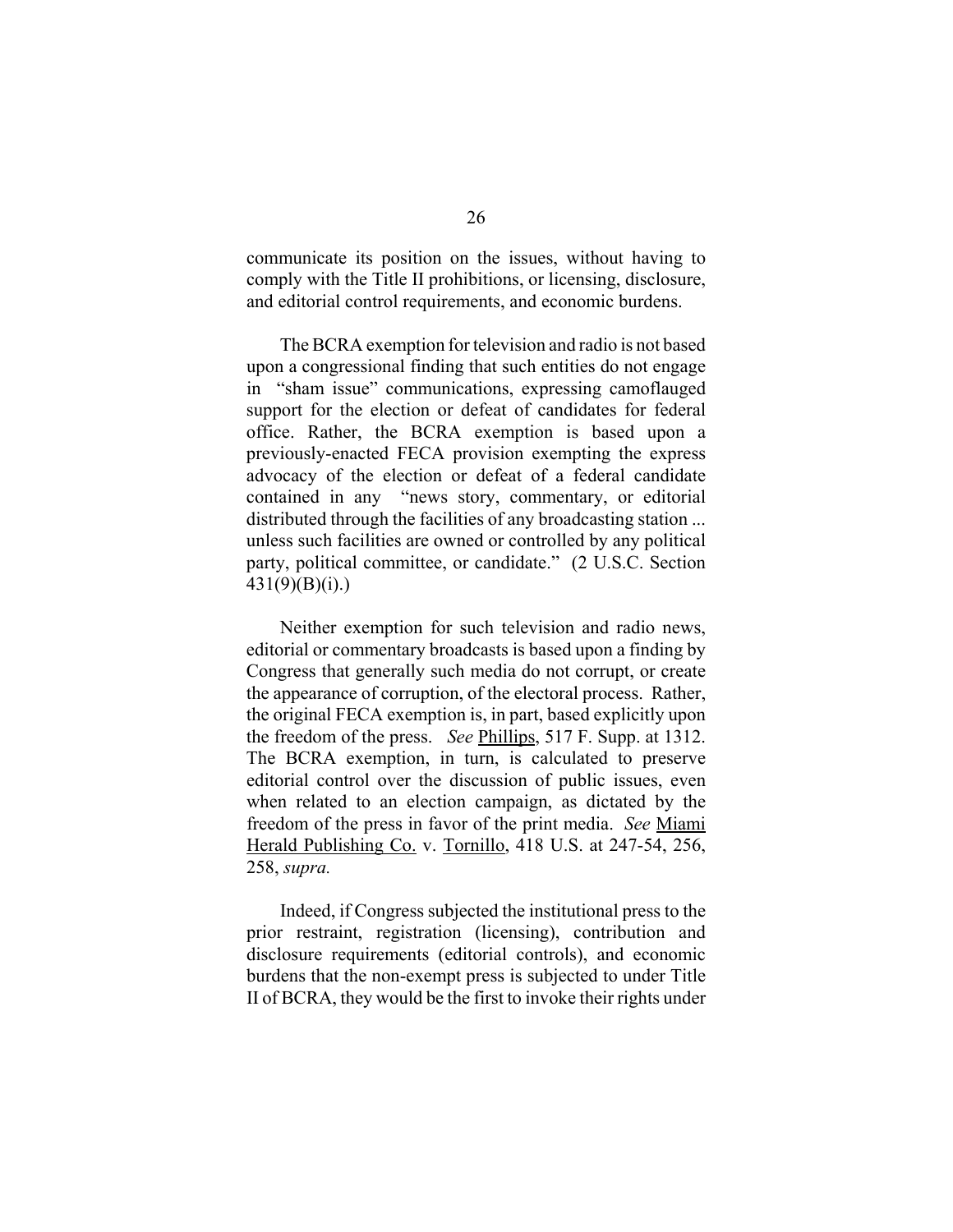communicate its position on the issues, without having to comply with the Title II prohibitions, or licensing, disclosure, and editorial control requirements, and economic burdens.

The BCRA exemption for television and radio is not based upon a congressional finding that such entities do not engage in "sham issue" communications, expressing camoflauged support for the election or defeat of candidates for federal office. Rather, the BCRA exemption is based upon a previously-enacted FECA provision exempting the express advocacy of the election or defeat of a federal candidate contained in any "news story, commentary, or editorial distributed through the facilities of any broadcasting station ... unless such facilities are owned or controlled by any political party, political committee, or candidate." (2 U.S.C. Section 431(9)(B)(i).)

Neither exemption for such television and radio news, editorial or commentary broadcasts is based upon a finding by Congress that generally such media do not corrupt, or create the appearance of corruption, of the electoral process. Rather, the original FECA exemption is, in part, based explicitly upon the freedom of the press. *See* Phillips, 517 F. Supp. at 1312. The BCRA exemption, in turn, is calculated to preserve editorial control over the discussion of public issues, even when related to an election campaign, as dictated by the freedom of the press in favor of the print media. *See* Miami Herald Publishing Co. v. Tornillo, 418 U.S. at 247-54, 256, 258, *supra.*

Indeed, if Congress subjected the institutional press to the prior restraint, registration (licensing), contribution and disclosure requirements (editorial controls), and economic burdens that the non-exempt press is subjected to under Title II of BCRA, they would be the first to invoke their rights under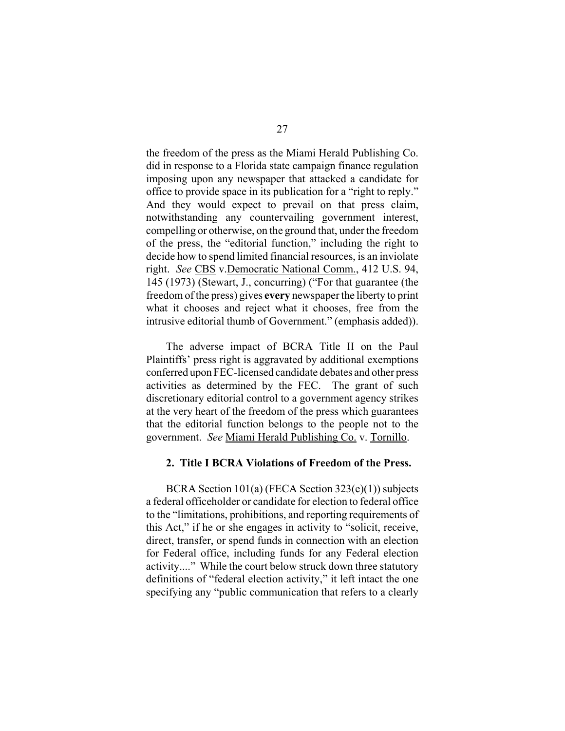the freedom of the press as the Miami Herald Publishing Co. did in response to a Florida state campaign finance regulation imposing upon any newspaper that attacked a candidate for office to provide space in its publication for a "right to reply." And they would expect to prevail on that press claim, notwithstanding any countervailing government interest, compelling or otherwise, on the ground that, under the freedom of the press, the "editorial function," including the right to decide how to spend limited financial resources, is an inviolate right. *See* CBS v. Democratic National Comm., 412 U.S. 94, 145 (1973) (Stewart, J., concurring) ("For that guarantee (the freedom of the press) gives **every** newspaper the liberty to print what it chooses and reject what it chooses, free from the intrusive editorial thumb of Government." (emphasis added)).

The adverse impact of BCRA Title II on the Paul Plaintiffs' press right is aggravated by additional exemptions conferred upon FEC-licensed candidate debates and other press activities as determined by the FEC. The grant of such discretionary editorial control to a government agency strikes at the very heart of the freedom of the press which guarantees that the editorial function belongs to the people not to the government. *See* Miami Herald Publishing Co. v. Tornillo.

#### 2. Title I BCRA Violations of Freedom of the Press.

BCRA Section 101(a) (FECA Section 323(e)(1)) subjects a federal officeholder or candidate for election to federal office to the "limitations, prohibitions, and reporting requirements of this Act," if he or she engages in activity to "solicit, receive, direct, transfer, or spend funds in connection with an election for Federal office, including funds for any Federal election activity...." While the court below struck down three statutory definitions of "federal election activity," it left intact the one specifying any "public communication that refers to a clearly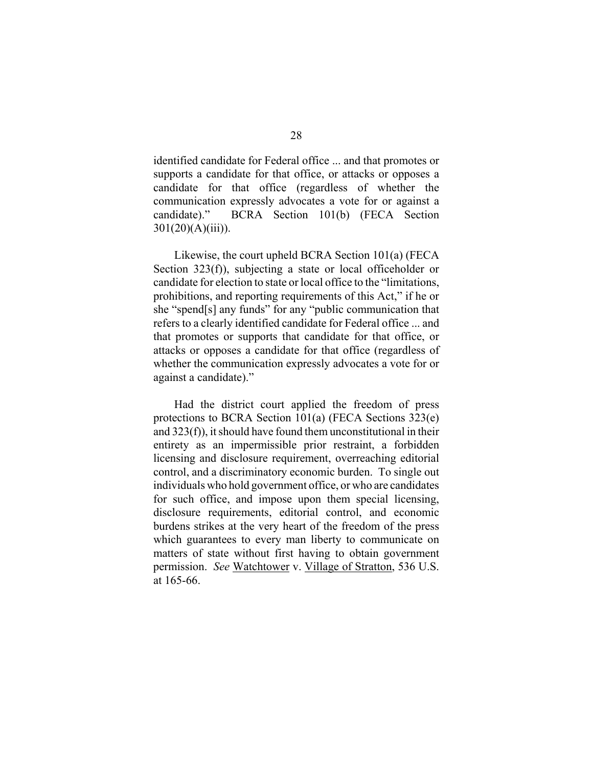identified candidate for Federal office ... and that promotes or supports a candidate for that office, or attacks or opposes a candidate for that office (regardless of whether the communication expressly advocates a vote for or against a candidate)." BCRA Section 101(b) (FECA Section 301(20)(A)(iii)).

Likewise, the court upheld BCRA Section 101(a) (FECA Section 323(f)), subjecting a state or local officeholder or candidate for election to state or local office to the "limitations, prohibitions, and reporting requirements of this Act," if he or she "spend[s] any funds" for any "public communication that refers to a clearly identified candidate for Federal office ... and that promotes or supports that candidate for that office, or attacks or opposes a candidate for that office (regardless of whether the communication expressly advocates a vote for or against a candidate)."

Had the district court applied the freedom of press protections to BCRA Section 101(a) (FECA Sections 323(e) and 323(f)), it should have found them unconstitutional in their entirety as an impermissible prior restraint, a forbidden licensing and disclosure requirement, overreaching editorial control, and a discriminatory economic burden. To single out individuals who hold government office, or who are candidates for such office, and impose upon them special licensing, disclosure requirements, editorial control, and economic burdens strikes at the very heart of the freedom of the press which guarantees to every man liberty to communicate on matters of state without first having to obtain government permission. *See* Watchtower v. Village of Stratton, 536 U.S. at 165-66.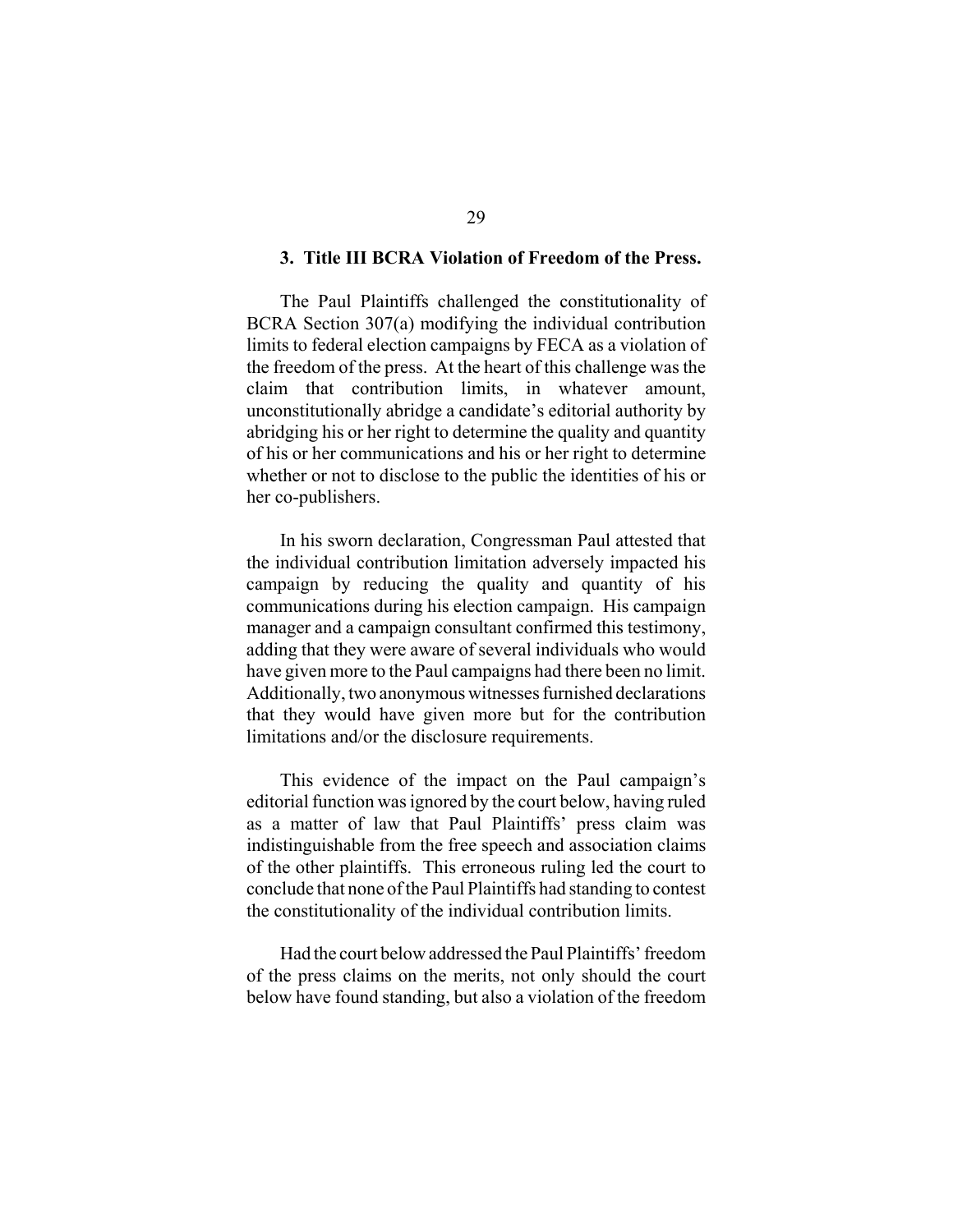### 3. Title III BCRA Violation of Freedom of the Press.

The Paul Plaintiffs challenged the constitutionality of BCRA Section 307(a) modifying the individual contribution limits to federal election campaigns by FECA as a violation of the freedom of the press. At the heart of this challenge was the claim that contribution limits, in whatever amount, unconstitutionally abridge a candidate's editorial authority by abridging his or her right to determine the quality and quantity of his or her communications and his or her right to determine whether or not to disclose to the public the identities of his or her co-publishers.

In his sworn declaration, Congressman Paul attested that the individual contribution limitation adversely impacted his campaign by reducing the quality and quantity of his communications during his election campaign. His campaign manager and a campaign consultant confirmed this testimony, adding that they were aware of several individuals who would have given more to the Paul campaigns had there been no limit. Additionally, two anonymous witnesses furnished declarations that they would have given more but for the contribution limitations and/or the disclosure requirements.

This evidence of the impact on the Paul campaign's editorial function was ignored by the court below, having ruled as a matter of law that Paul Plaintiffs' press claim was indistinguishable from the free speech and association claims of the other plaintiffs. This erroneous ruling led the court to conclude that none of the Paul Plaintiffs had standing to contest the constitutionality of the individual contribution limits.

Had the court below addressed the Paul Plaintiffs' freedom of the press claims on the merits, not only should the court below have found standing, but also a violation of the freedom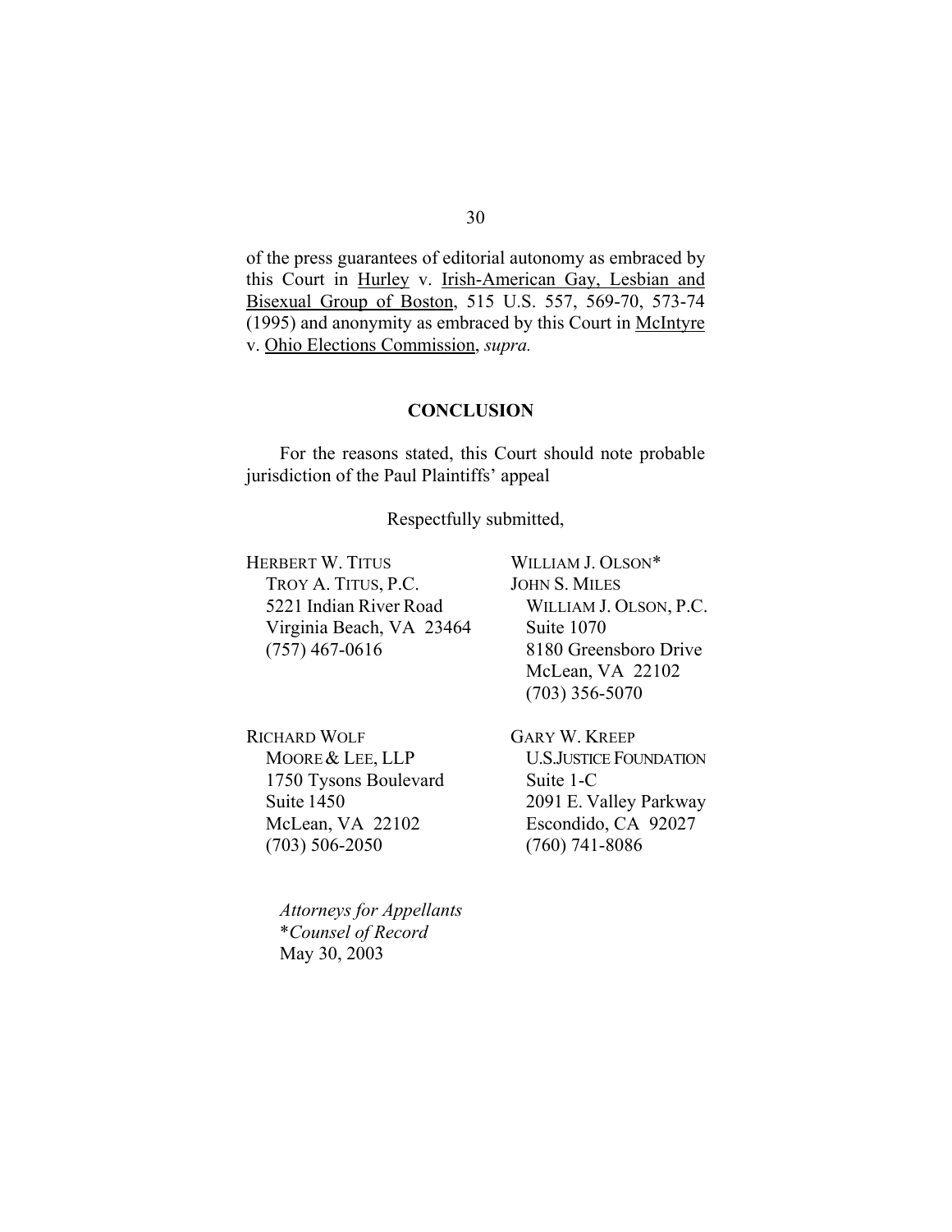of the press guarantees of editorial autonomy as embraced by this Court in Hurley v. Irish-American Gay, Lesbian and Bisexual Group of Boston, 515 U.S. 557, 569-70, 573-74 (1995) and anonymity as embraced by this Court in McIntyre v. Ohio Elections Commission, *supra.*

## CONCLUSION

For the reasons stated, this Court should note probable jurisdiction of the Paul Plaintiffs' appeal

Respectfully submitted,

HERBERT W. TITUS
TROY A. TITUS, P.C.
5221 Indian River Road
Virginia Beach, VA 23464
(757) 467-0616

WILLIAM J. OLSON*
JOHN S. MILES
WILLIAM J. OLSON, P.C.
Suite 1070
8180 Greensboro Drive
McLean, VA 22102
(703) 356-5070

RICHARD WOLF
MOORE & LEE, LLP
1750 Tysons Boulevard
Suite 1450
McLean, VA 22102
(703) 506-2050

GARY W. KREEP
U.S.JUSTICE FOUNDATION
Suite 1-C
2091 E. Valley Parkway
Escondido, CA 92027
(760) 741-8086

*Attorneys for Appellants*
**Counsel of Record*
May 30, 2003